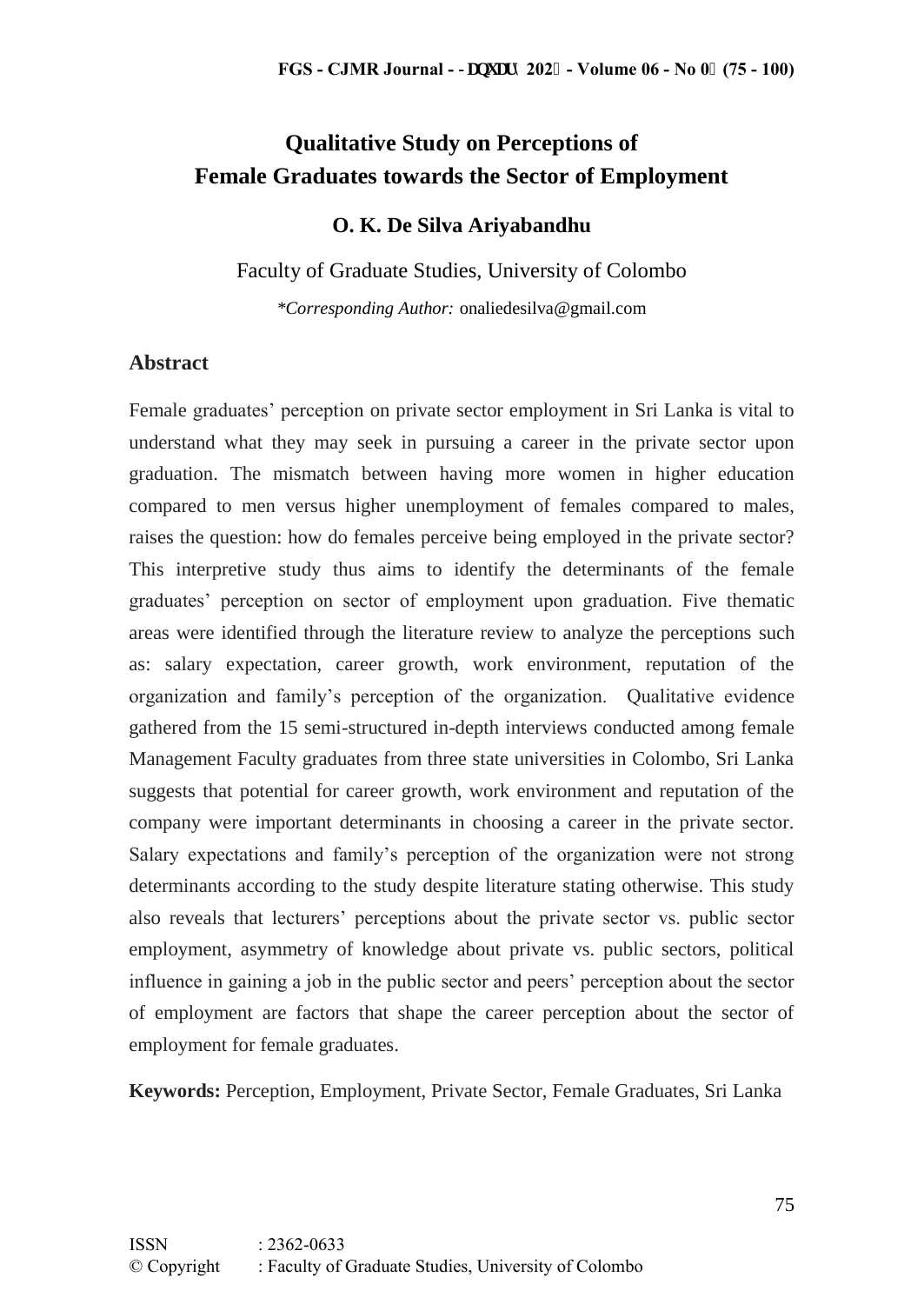# Qualitative Study on Perceptions of Female Graduates towards the Sector of Employment

**O. K. De Silva Ariyabandhu**

Faculty of Graduate Studies, University of Colombo

*\*Corresponding Author:* onaliedesilva@gmail.com

## Abstract

Female graduates' perception on private sector employment in Sri Lanka is vital to understand what they may seek in pursuing a career in the private sector upon graduation. The mismatch between having more women in higher education compared to men versus higher unemployment of females compared to males, raises the question: how do females perceive being employed in the private sector? This interpretive study thus aims to identify the determinants of the female graduates' perception on sector of employment upon graduation. Five thematic areas were identified through the literature review to analyze the perceptions such as: salary expectation, career growth, work environment, reputation of the organization and family's perception of the organization. Qualitative evidence gathered from the 15 semi-structured in-depth interviews conducted among female Management Faculty graduates from three state universities in Colombo, Sri Lanka suggests that potential for career growth, work environment and reputation of the company were important determinants in choosing a career in the private sector. Salary expectations and family's perception of the organization were not strong determinants according to the study despite literature stating otherwise. This study also reveals that lecturers' perceptions about the private sector vs. public sector employment, asymmetry of knowledge about private vs. public sectors, political influence in gaining a job in the public sector and peers' perception about the sector of employment are factors that shape the career perception about the sector of employment for female graduates.

**Keywords:** Perception, Employment, Private Sector, Female Graduates, Sri Lanka

ISSN : 2362-0633
© Copyright : Faculty of Graduate Studies, University of Colombo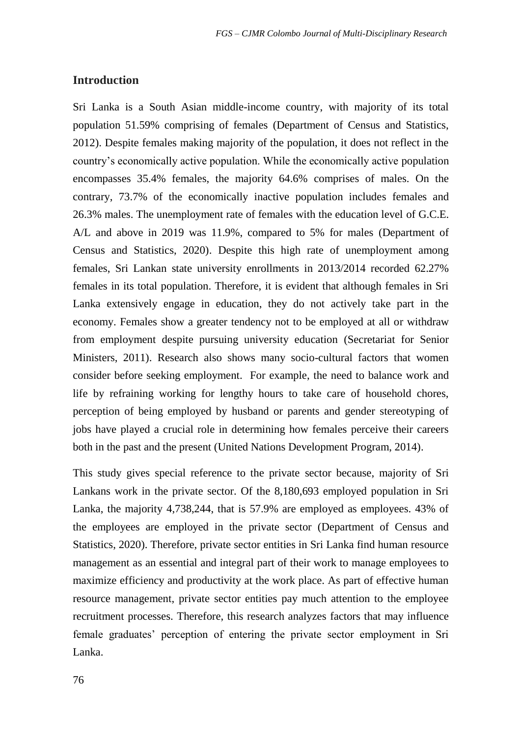## Introduction

Sri Lanka is a South Asian middle-income country, with majority of its total population 51.59% comprising of females (Department of Census and Statistics, 2012). Despite females making majority of the population, it does not reflect in the country's economically active population. While the economically active population encompasses 35.4% females, the majority 64.6% comprises of males. On the contrary, 73.7% of the economically inactive population includes females and 26.3% males. The unemployment rate of females with the education level of G.C.E. A/L and above in 2019 was 11.9%, compared to 5% for males (Department of Census and Statistics, 2020). Despite this high rate of unemployment among females, Sri Lankan state university enrollments in 2013/2014 recorded 62.27% females in its total population. Therefore, it is evident that although females in Sri Lanka extensively engage in education, they do not actively take part in the economy. Females show a greater tendency not to be employed at all or withdraw from employment despite pursuing university education (Secretariat for Senior Ministers, 2011). Research also shows many socio-cultural factors that women consider before seeking employment. For example, the need to balance work and life by refraining working for lengthy hours to take care of household chores, perception of being employed by husband or parents and gender stereotyping of jobs have played a crucial role in determining how females perceive their careers both in the past and the present (United Nations Development Program, 2014).

This study gives special reference to the private sector because, majority of Sri Lankans work in the private sector. Of the 8,180,693 employed population in Sri Lanka, the majority 4,738,244, that is 57.9% are employed as employees. 43% of the employees are employed in the private sector (Department of Census and Statistics, 2020). Therefore, private sector entities in Sri Lanka find human resource management as an essential and integral part of their work to manage employees to maximize efficiency and productivity at the work place. As part of effective human resource management, private sector entities pay much attention to the employee recruitment processes. Therefore, this research analyzes factors that may influence female graduates' perception of entering the private sector employment in Sri Lanka.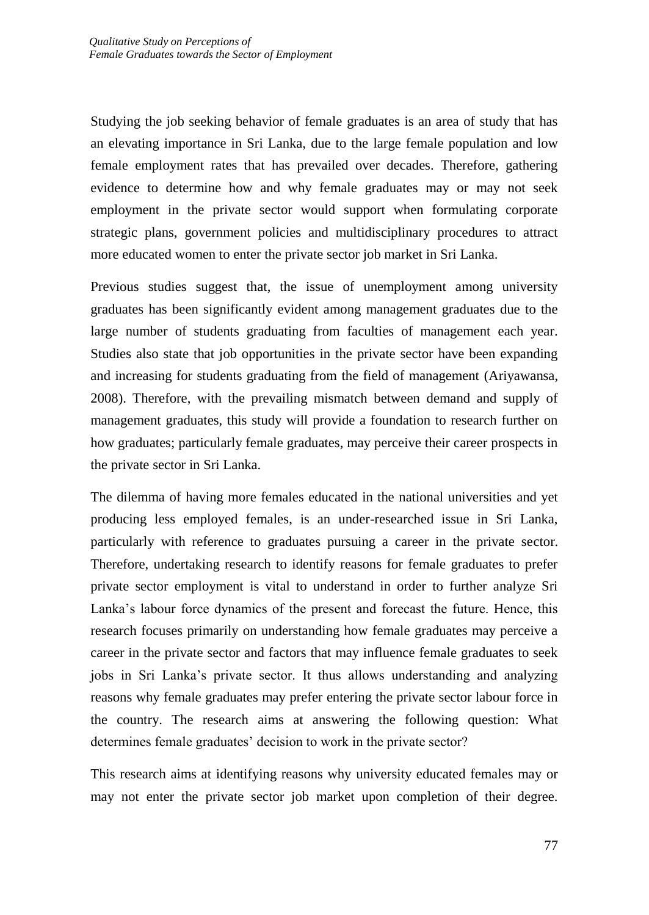Studying the job seeking behavior of female graduates is an area of study that has an elevating importance in Sri Lanka, due to the large female population and low female employment rates that has prevailed over decades. Therefore, gathering evidence to determine how and why female graduates may or may not seek employment in the private sector would support when formulating corporate strategic plans, government policies and multidisciplinary procedures to attract more educated women to enter the private sector job market in Sri Lanka.

Previous studies suggest that, the issue of unemployment among university graduates has been significantly evident among management graduates due to the large number of students graduating from faculties of management each year. Studies also state that job opportunities in the private sector have been expanding and increasing for students graduating from the field of management (Ariyawansa, 2008). Therefore, with the prevailing mismatch between demand and supply of management graduates, this study will provide a foundation to research further on how graduates; particularly female graduates, may perceive their career prospects in the private sector in Sri Lanka.

The dilemma of having more females educated in the national universities and yet producing less employed females, is an under-researched issue in Sri Lanka, particularly with reference to graduates pursuing a career in the private sector. Therefore, undertaking research to identify reasons for female graduates to prefer private sector employment is vital to understand in order to further analyze Sri Lanka's labour force dynamics of the present and forecast the future. Hence, this research focuses primarily on understanding how female graduates may perceive a career in the private sector and factors that may influence female graduates to seek jobs in Sri Lanka's private sector. It thus allows understanding and analyzing reasons why female graduates may prefer entering the private sector labour force in the country. The research aims at answering the following question: What determines female graduates' decision to work in the private sector?

This research aims at identifying reasons why university educated females may or may not enter the private sector job market upon completion of their degree.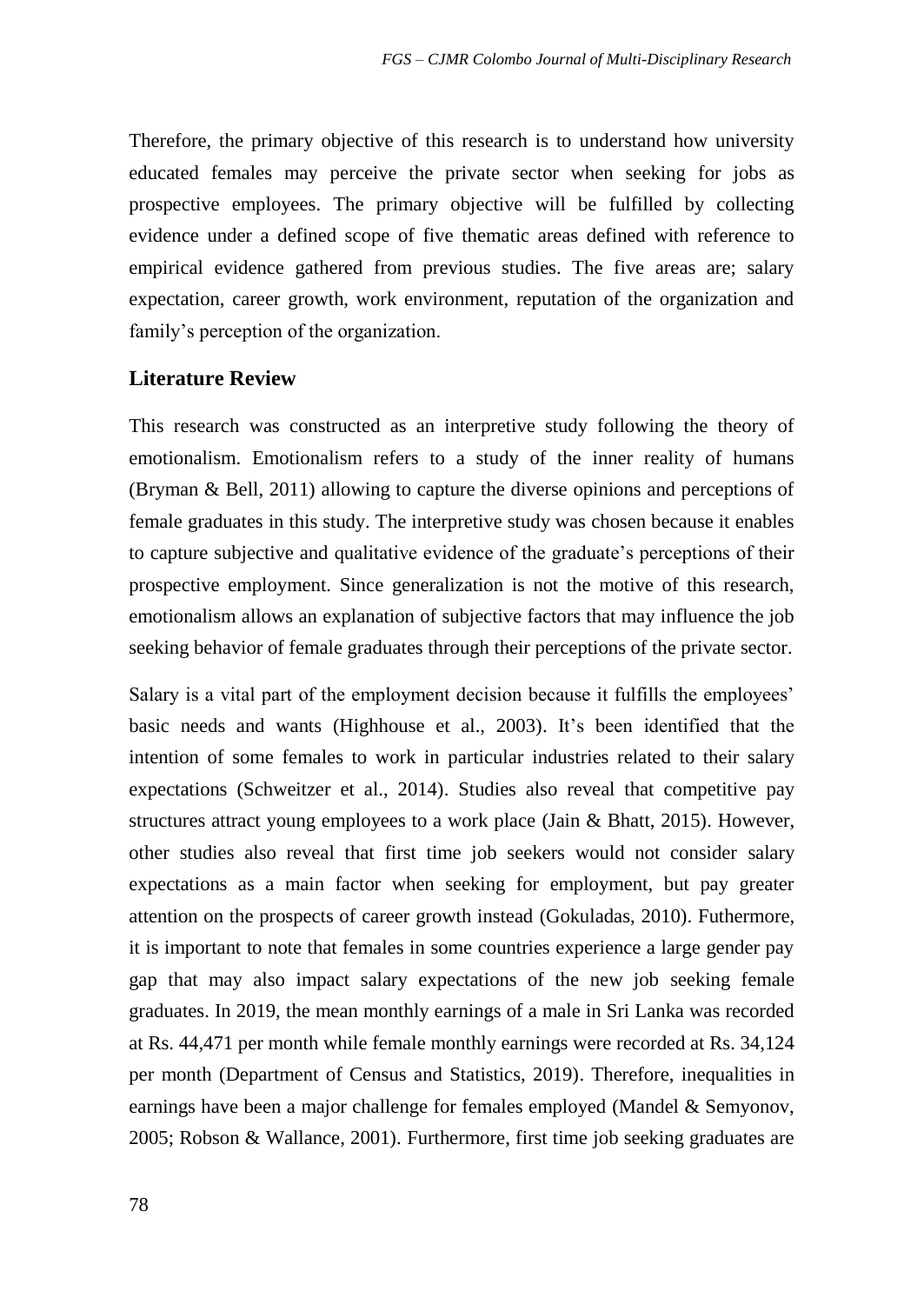Therefore, the primary objective of this research is to understand how university educated females may perceive the private sector when seeking for jobs as prospective employees. The primary objective will be fulfilled by collecting evidence under a defined scope of five thematic areas defined with reference to empirical evidence gathered from previous studies. The five areas are; salary expectation, career growth, work environment, reputation of the organization and family's perception of the organization.

## Literature Review

This research was constructed as an interpretive study following the theory of emotionalism. Emotionalism refers to a study of the inner reality of humans (Bryman & Bell, 2011) allowing to capture the diverse opinions and perceptions of female graduates in this study. The interpretive study was chosen because it enables to capture subjective and qualitative evidence of the graduate's perceptions of their prospective employment. Since generalization is not the motive of this research, emotionalism allows an explanation of subjective factors that may influence the job seeking behavior of female graduates through their perceptions of the private sector.

Salary is a vital part of the employment decision because it fulfills the employees' basic needs and wants (Highhouse et al., 2003). It's been identified that the intention of some females to work in particular industries related to their salary expectations (Schweitzer et al., 2014). Studies also reveal that competitive pay structures attract young employees to a work place (Jain & Bhatt, 2015). However, other studies also reveal that first time job seekers would not consider salary expectations as a main factor when seeking for employment, but pay greater attention on the prospects of career growth instead (Gokuladas, 2010). Futhermore, it is important to note that females in some countries experience a large gender pay gap that may also impact salary expectations of the new job seeking female graduates. In 2019, the mean monthly earnings of a male in Sri Lanka was recorded at Rs. 44,471 per month while female monthly earnings were recorded at Rs. 34,124 per month (Department of Census and Statistics, 2019). Therefore, inequalities in earnings have been a major challenge for females employed (Mandel & Semyonov, 2005; Robson & Wallance, 2001). Furthermore, first time job seeking graduates are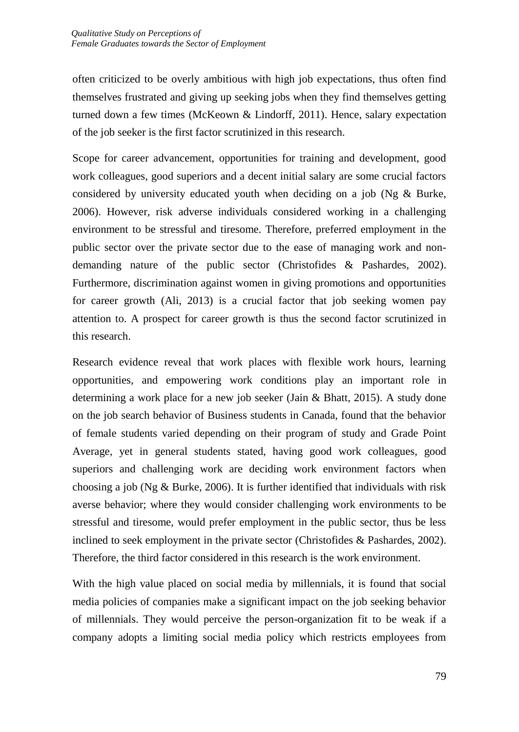often criticized to be overly ambitious with high job expectations, thus often find themselves frustrated and giving up seeking jobs when they find themselves getting turned down a few times (McKeown & Lindorff, 2011). Hence, salary expectation of the job seeker is the first factor scrutinized in this research.

Scope for career advancement, opportunities for training and development, good work colleagues, good superiors and a decent initial salary are some crucial factors considered by university educated youth when deciding on a job (Ng & Burke, 2006). However, risk adverse individuals considered working in a challenging environment to be stressful and tiresome. Therefore, preferred employment in the public sector over the private sector due to the ease of managing work and non-demanding nature of the public sector (Christofides & Pashardes, 2002). Furthermore, discrimination against women in giving promotions and opportunities for career growth (Ali, 2013) is a crucial factor that job seeking women pay attention to. A prospect for career growth is thus the second factor scrutinized in this research.

Research evidence reveal that work places with flexible work hours, learning opportunities, and empowering work conditions play an important role in determining a work place for a new job seeker (Jain & Bhatt, 2015). A study done on the job search behavior of Business students in Canada, found that the behavior of female students varied depending on their program of study and Grade Point Average, yet in general students stated, having good work colleagues, good superiors and challenging work are deciding work environment factors when choosing a job (Ng & Burke, 2006). It is further identified that individuals with risk averse behavior; where they would consider challenging work environments to be stressful and tiresome, would prefer employment in the public sector, thus be less inclined to seek employment in the private sector (Christofides & Pashardes, 2002). Therefore, the third factor considered in this research is the work environment.

With the high value placed on social media by millennials, it is found that social media policies of companies make a significant impact on the job seeking behavior of millennials. They would perceive the person-organization fit to be weak if a company adopts a limiting social media policy which restricts employees from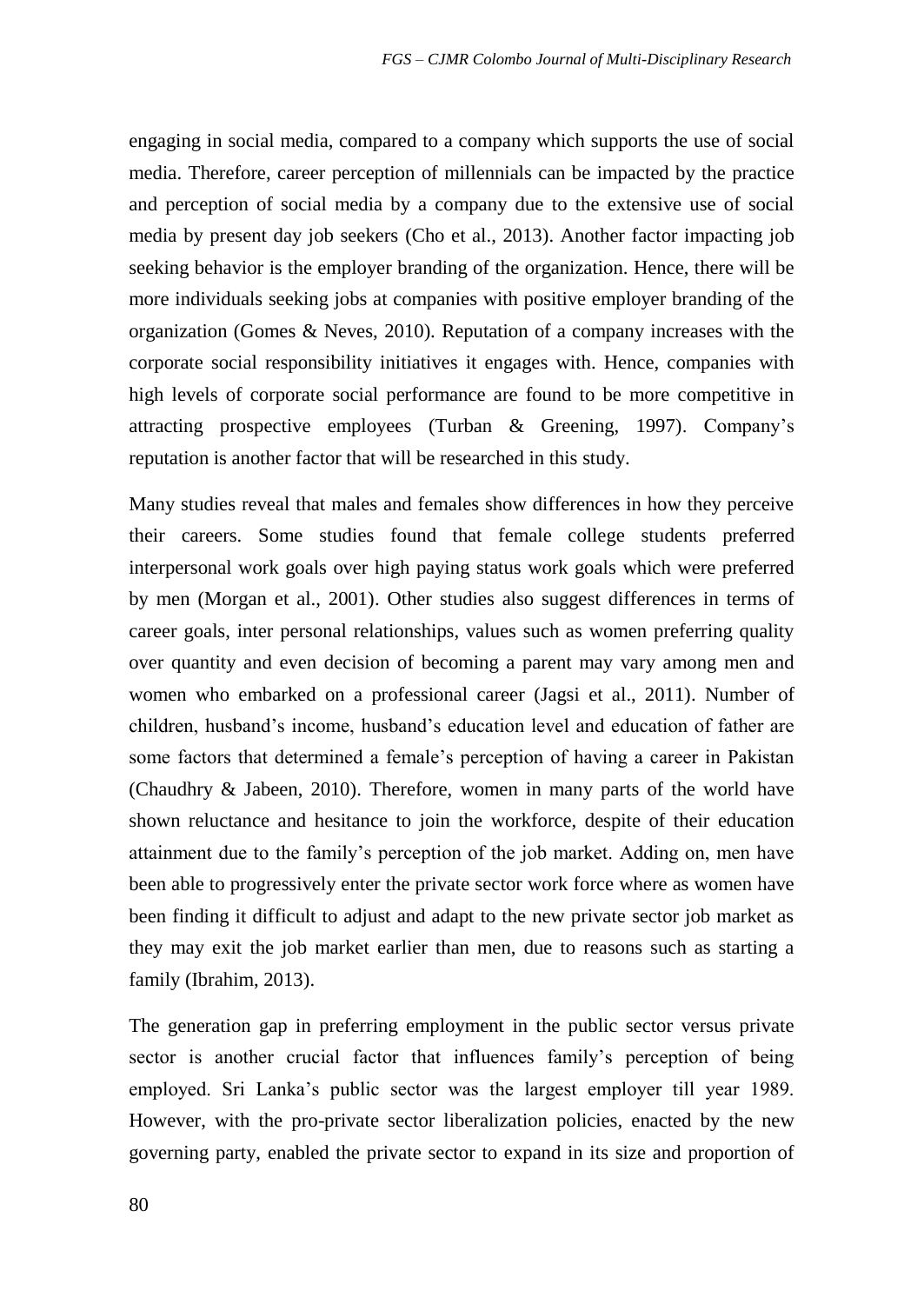engaging in social media, compared to a company which supports the use of social media. Therefore, career perception of millennials can be impacted by the practice and perception of social media by a company due to the extensive use of social media by present day job seekers (Cho et al., 2013). Another factor impacting job seeking behavior is the employer branding of the organization. Hence, there will be more individuals seeking jobs at companies with positive employer branding of the organization (Gomes & Neves, 2010). Reputation of a company increases with the corporate social responsibility initiatives it engages with. Hence, companies with high levels of corporate social performance are found to be more competitive in attracting prospective employees (Turban & Greening, 1997). Company's reputation is another factor that will be researched in this study.

Many studies reveal that males and females show differences in how they perceive their careers. Some studies found that female college students preferred interpersonal work goals over high paying status work goals which were preferred by men (Morgan et al., 2001). Other studies also suggest differences in terms of career goals, inter personal relationships, values such as women preferring quality over quantity and even decision of becoming a parent may vary among men and women who embarked on a professional career (Jagsi et al., 2011). Number of children, husband's income, husband's education level and education of father are some factors that determined a female's perception of having a career in Pakistan (Chaudhry & Jabeen, 2010). Therefore, women in many parts of the world have shown reluctance and hesitance to join the workforce, despite of their education attainment due to the family's perception of the job market. Adding on, men have been able to progressively enter the private sector work force where as women have been finding it difficult to adjust and adapt to the new private sector job market as they may exit the job market earlier than men, due to reasons such as starting a family (Ibrahim, 2013).

The generation gap in preferring employment in the public sector versus private sector is another crucial factor that influences family's perception of being employed. Sri Lanka's public sector was the largest employer till year 1989. However, with the pro-private sector liberalization policies, enacted by the new governing party, enabled the private sector to expand in its size and proportion of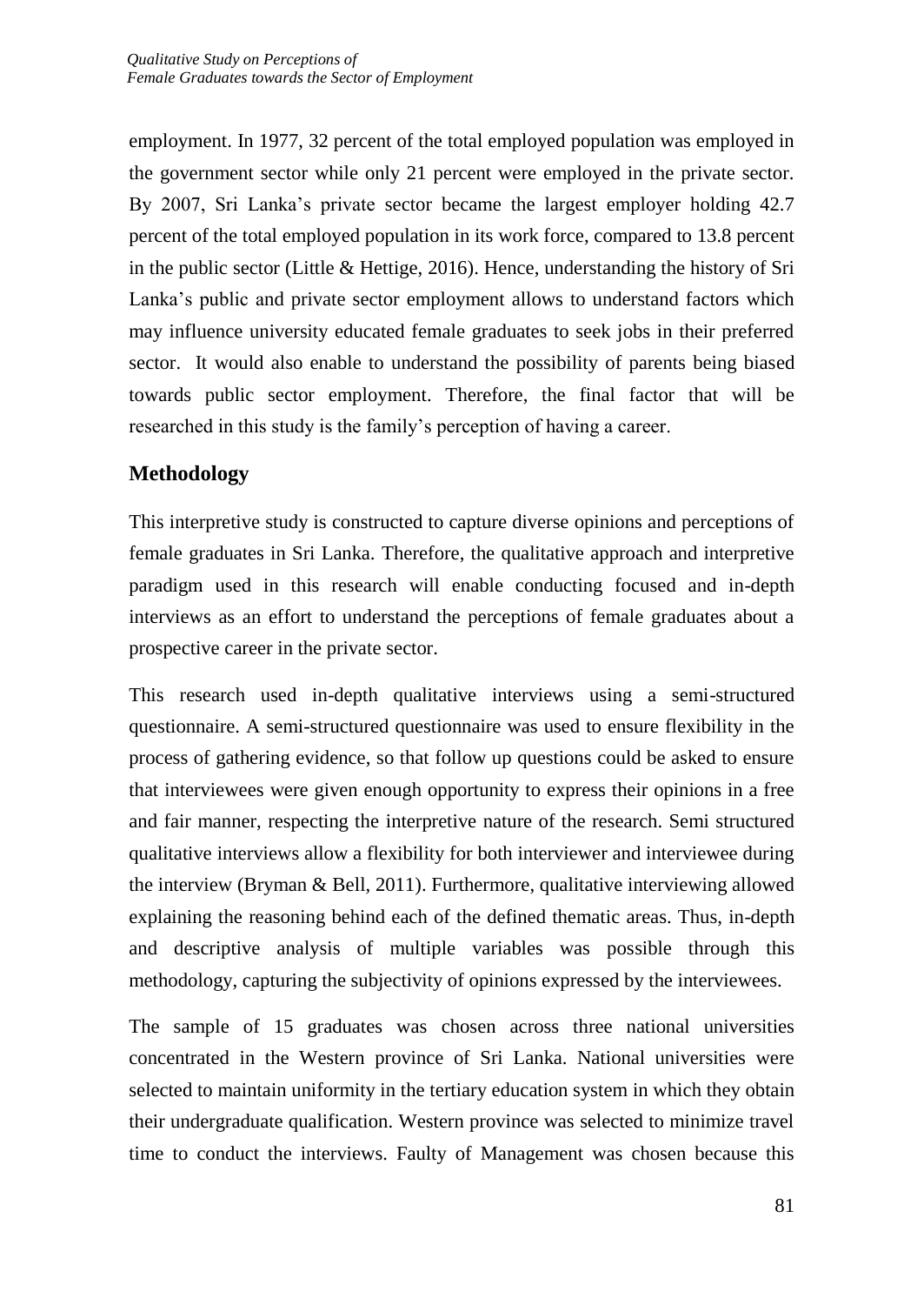employment. In 1977, 32 percent of the total employed population was employed in the government sector while only 21 percent were employed in the private sector. By 2007, Sri Lanka's private sector became the largest employer holding 42.7 percent of the total employed population in its work force, compared to 13.8 percent in the public sector (Little & Hettige, 2016). Hence, understanding the history of Sri Lanka's public and private sector employment allows to understand factors which may influence university educated female graduates to seek jobs in their preferred sector. It would also enable to understand the possibility of parents being biased towards public sector employment. Therefore, the final factor that will be researched in this study is the family's perception of having a career.

## Methodology

This interpretive study is constructed to capture diverse opinions and perceptions of female graduates in Sri Lanka. Therefore, the qualitative approach and interpretive paradigm used in this research will enable conducting focused and in-depth interviews as an effort to understand the perceptions of female graduates about a prospective career in the private sector.

This research used in-depth qualitative interviews using a semi-structured questionnaire. A semi-structured questionnaire was used to ensure flexibility in the process of gathering evidence, so that follow up questions could be asked to ensure that interviewees were given enough opportunity to express their opinions in a free and fair manner, respecting the interpretive nature of the research. Semi structured qualitative interviews allow a flexibility for both interviewer and interviewee during the interview (Bryman & Bell, 2011). Furthermore, qualitative interviewing allowed explaining the reasoning behind each of the defined thematic areas. Thus, in-depth and descriptive analysis of multiple variables was possible through this methodology, capturing the subjectivity of opinions expressed by the interviewees.

The sample of 15 graduates was chosen across three national universities concentrated in the Western province of Sri Lanka. National universities were selected to maintain uniformity in the tertiary education system in which they obtain their undergraduate qualification. Western province was selected to minimize travel time to conduct the interviews. Faulty of Management was chosen because this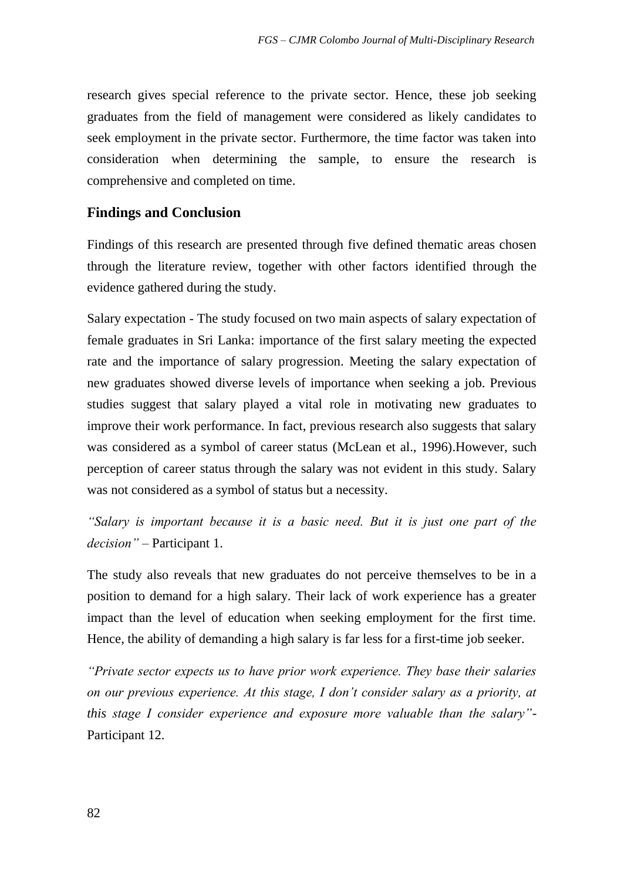research gives special reference to the private sector. Hence, these job seeking graduates from the field of management were considered as likely candidates to seek employment in the private sector. Furthermore, the time factor was taken into consideration when determining the sample, to ensure the research is comprehensive and completed on time.

## Findings and Conclusion

Findings of this research are presented through five defined thematic areas chosen through the literature review, together with other factors identified through the evidence gathered during the study.

Salary expectation - The study focused on two main aspects of salary expectation of female graduates in Sri Lanka: importance of the first salary meeting the expected rate and the importance of salary progression. Meeting the salary expectation of new graduates showed diverse levels of importance when seeking a job. Previous studies suggest that salary played a vital role in motivating new graduates to improve their work performance. In fact, previous research also suggests that salary was considered as a symbol of career status (McLean et al., 1996).However, such perception of career status through the salary was not evident in this study. Salary was not considered as a symbol of status but a necessity.

*"Salary is important because it is a basic need. But it is just one part of the decision"* – Participant 1.

The study also reveals that new graduates do not perceive themselves to be in a position to demand for a high salary. Their lack of work experience has a greater impact than the level of education when seeking employment for the first time. Hence, the ability of demanding a high salary is far less for a first-time job seeker.

*"Private sector expects us to have prior work experience. They base their salaries on our previous experience. At this stage, I don't consider salary as a priority, at this stage I consider experience and exposure more valuable than the salary"*- Participant 12.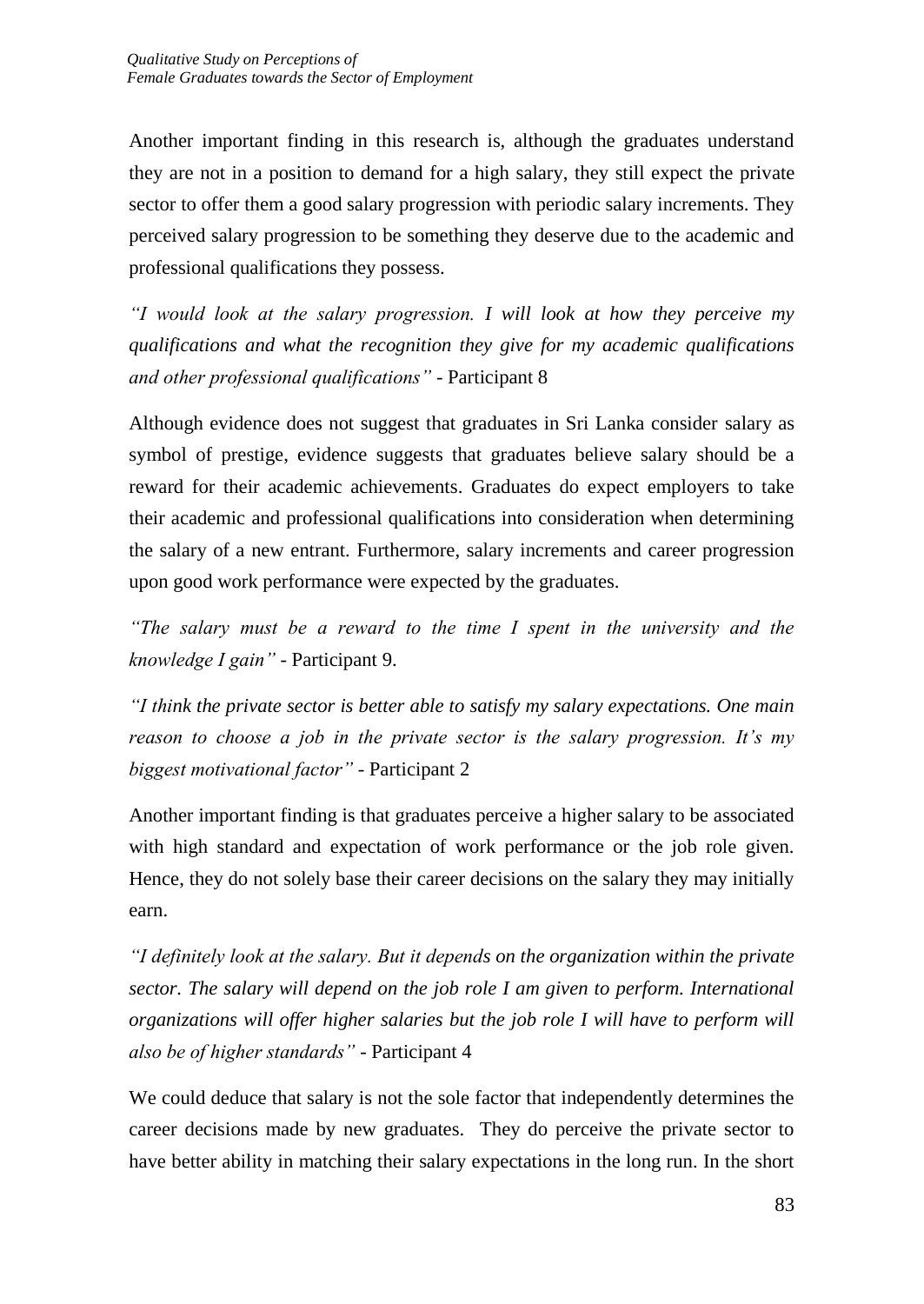Another important finding in this research is, although the graduates understand they are not in a position to demand for a high salary, they still expect the private sector to offer them a good salary progression with periodic salary increments. They perceived salary progression to be something they deserve due to the academic and professional qualifications they possess.

*"I would look at the salary progression. I will look at how they perceive my qualifications and what the recognition they give for my academic qualifications and other professional qualifications"* - Participant 8

Although evidence does not suggest that graduates in Sri Lanka consider salary as symbol of prestige, evidence suggests that graduates believe salary should be a reward for their academic achievements. Graduates do expect employers to take their academic and professional qualifications into consideration when determining the salary of a new entrant. Furthermore, salary increments and career progression upon good work performance were expected by the graduates.

*"The salary must be a reward to the time I spent in the university and the knowledge I gain"* - Participant 9.

*"I think the private sector is better able to satisfy my salary expectations. One main reason to choose a job in the private sector is the salary progression. It's my biggest motivational factor"* - Participant 2

Another important finding is that graduates perceive a higher salary to be associated with high standard and expectation of work performance or the job role given. Hence, they do not solely base their career decisions on the salary they may initially earn.

*"I definitely look at the salary. But it depends on the organization within the private sector. The salary will depend on the job role I am given to perform. International organizations will offer higher salaries but the job role I will have to perform will also be of higher standards"* - Participant 4

We could deduce that salary is not the sole factor that independently determines the career decisions made by new graduates. They do perceive the private sector to have better ability in matching their salary expectations in the long run. In the short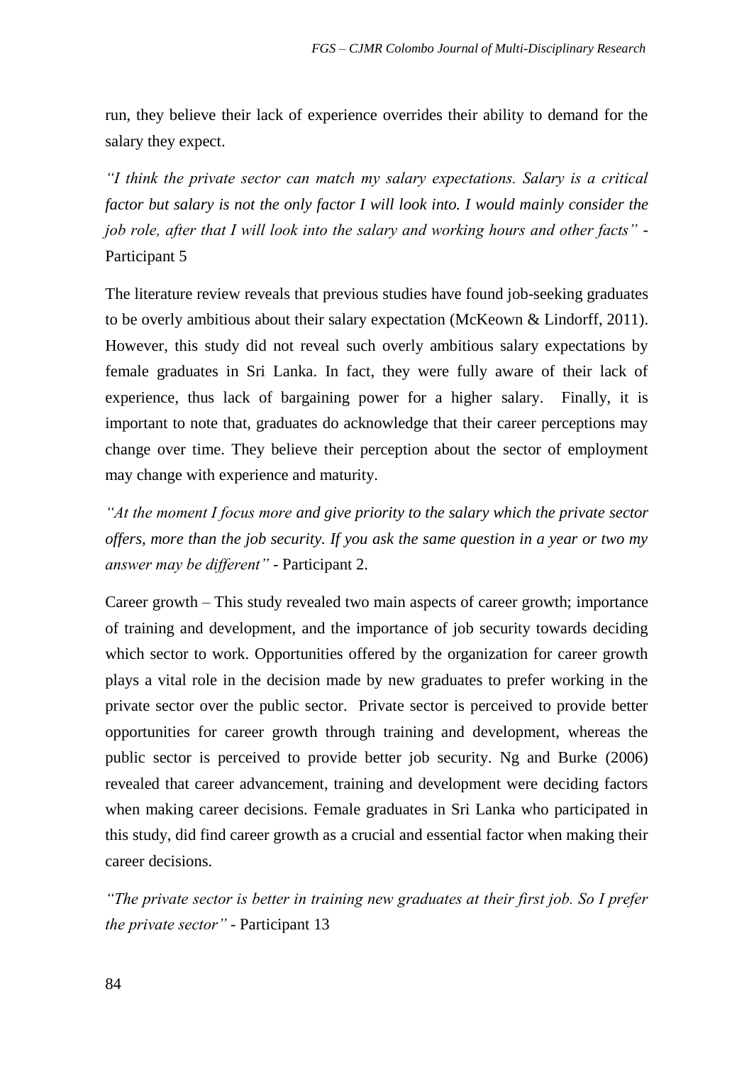run, they believe their lack of experience overrides their ability to demand for the salary they expect.

*"I think the private sector can match my salary expectations. Salary is a critical factor but salary is not the only factor I will look into. I would mainly consider the job role, after that I will look into the salary and working hours and other facts"* - Participant 5

The literature review reveals that previous studies have found job-seeking graduates to be overly ambitious about their salary expectation (McKeown & Lindorff, 2011). However, this study did not reveal such overly ambitious salary expectations by female graduates in Sri Lanka. In fact, they were fully aware of their lack of experience, thus lack of bargaining power for a higher salary. Finally, it is important to note that, graduates do acknowledge that their career perceptions may change over time. They believe their perception about the sector of employment may change with experience and maturity.

*"At the moment I focus more and give priority to the salary which the private sector offers, more than the job security. If you ask the same question in a year or two my answer may be different"* - Participant 2.

Career growth – This study revealed two main aspects of career growth; importance of training and development, and the importance of job security towards deciding which sector to work. Opportunities offered by the organization for career growth plays a vital role in the decision made by new graduates to prefer working in the private sector over the public sector. Private sector is perceived to provide better opportunities for career growth through training and development, whereas the public sector is perceived to provide better job security. Ng and Burke (2006) revealed that career advancement, training and development were deciding factors when making career decisions. Female graduates in Sri Lanka who participated in this study, did find career growth as a crucial and essential factor when making their career decisions.

*"The private sector is better in training new graduates at their first job. So I prefer the private sector"* - Participant 13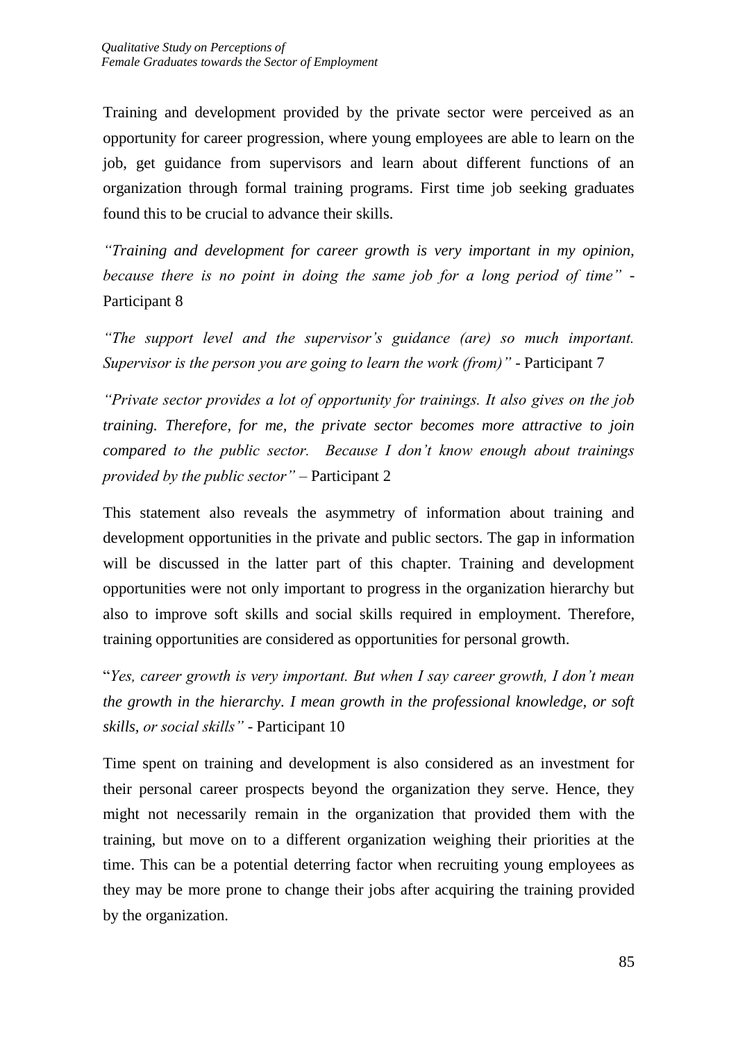Training and development provided by the private sector were perceived as an opportunity for career progression, where young employees are able to learn on the job, get guidance from supervisors and learn about different functions of an organization through formal training programs. First time job seeking graduates found this to be crucial to advance their skills.

*"Training and development for career growth is very important in my opinion, because there is no point in doing the same job for a long period of time"* - Participant 8

*"The support level and the supervisor's guidance (are) so much important. Supervisor is the person you are going to learn the work (from)"* - Participant 7

*"Private sector provides a lot of opportunity for trainings. It also gives on the job training. Therefore, for me, the private sector becomes more attractive to join compared to the public sector. Because I don't know enough about trainings provided by the public sector"* – Participant 2

This statement also reveals the asymmetry of information about training and development opportunities in the private and public sectors. The gap in information will be discussed in the latter part of this chapter. Training and development opportunities were not only important to progress in the organization hierarchy but also to improve soft skills and social skills required in employment. Therefore, training opportunities are considered as opportunities for personal growth.

"*Yes, career growth is very important. But when I say career growth, I don't mean the growth in the hierarchy. I mean growth in the professional knowledge, or soft skills, or social skills"* - Participant 10

Time spent on training and development is also considered as an investment for their personal career prospects beyond the organization they serve. Hence, they might not necessarily remain in the organization that provided them with the training, but move on to a different organization weighing their priorities at the time. This can be a potential deterring factor when recruiting young employees as they may be more prone to change their jobs after acquiring the training provided by the organization.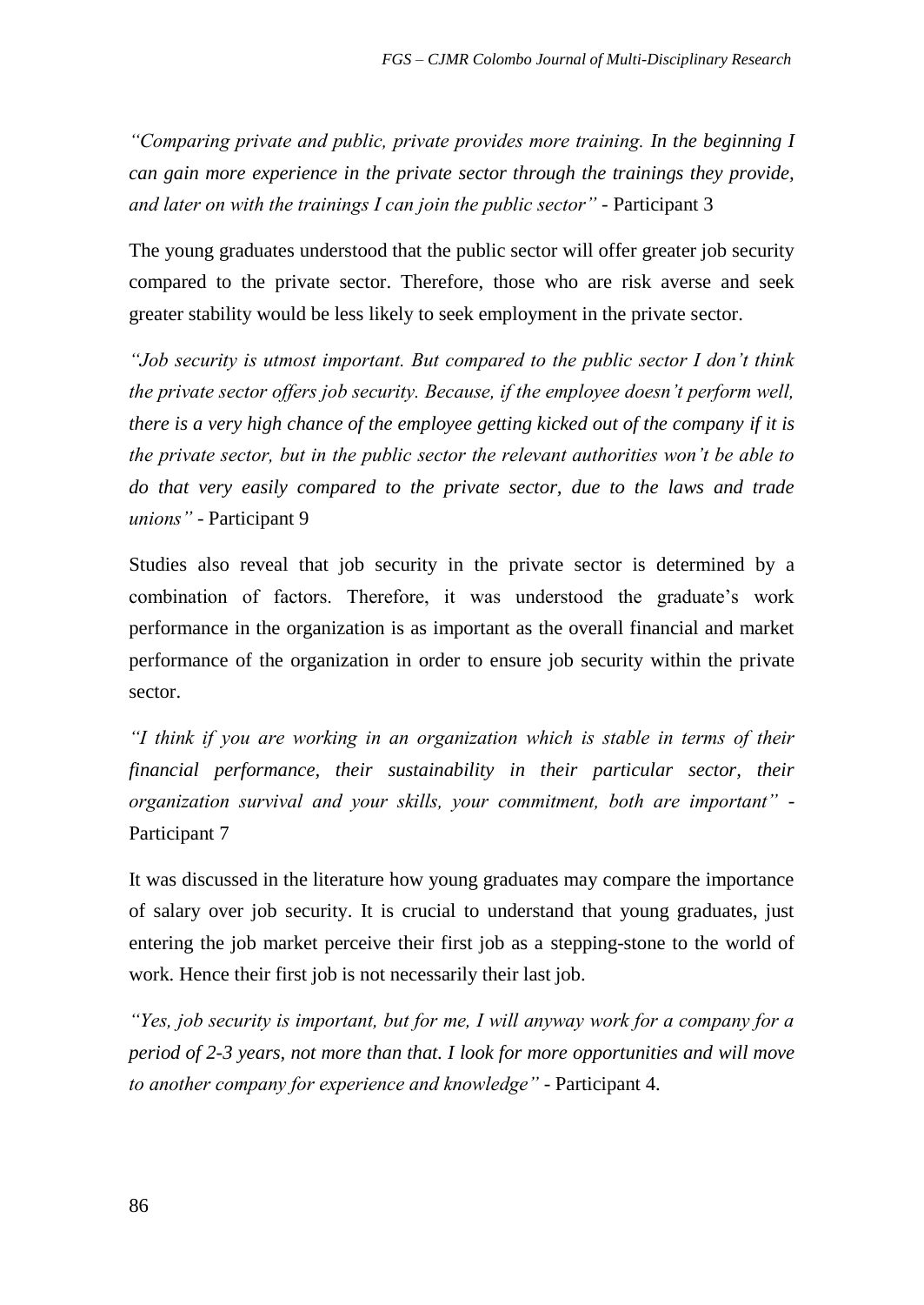*"Comparing private and public, private provides more training. In the beginning I can gain more experience in the private sector through the trainings they provide, and later on with the trainings I can join the public sector"* - Participant 3

The young graduates understood that the public sector will offer greater job security compared to the private sector. Therefore, those who are risk averse and seek greater stability would be less likely to seek employment in the private sector.

*"Job security is utmost important. But compared to the public sector I don't think the private sector offers job security. Because, if the employee doesn't perform well, there is a very high chance of the employee getting kicked out of the company if it is the private sector, but in the public sector the relevant authorities won't be able to do that very easily compared to the private sector, due to the laws and trade unions"* - Participant 9

Studies also reveal that job security in the private sector is determined by a combination of factors. Therefore, it was understood the graduate's work performance in the organization is as important as the overall financial and market performance of the organization in order to ensure job security within the private sector.

*"I think if you are working in an organization which is stable in terms of their financial performance, their sustainability in their particular sector, their organization survival and your skills, your commitment, both are important"* - Participant 7

It was discussed in the literature how young graduates may compare the importance of salary over job security. It is crucial to understand that young graduates, just entering the job market perceive their first job as a stepping-stone to the world of work. Hence their first job is not necessarily their last job.

*"Yes, job security is important, but for me, I will anyway work for a company for a period of 2-3 years, not more than that. I look for more opportunities and will move to another company for experience and knowledge"* - Participant 4.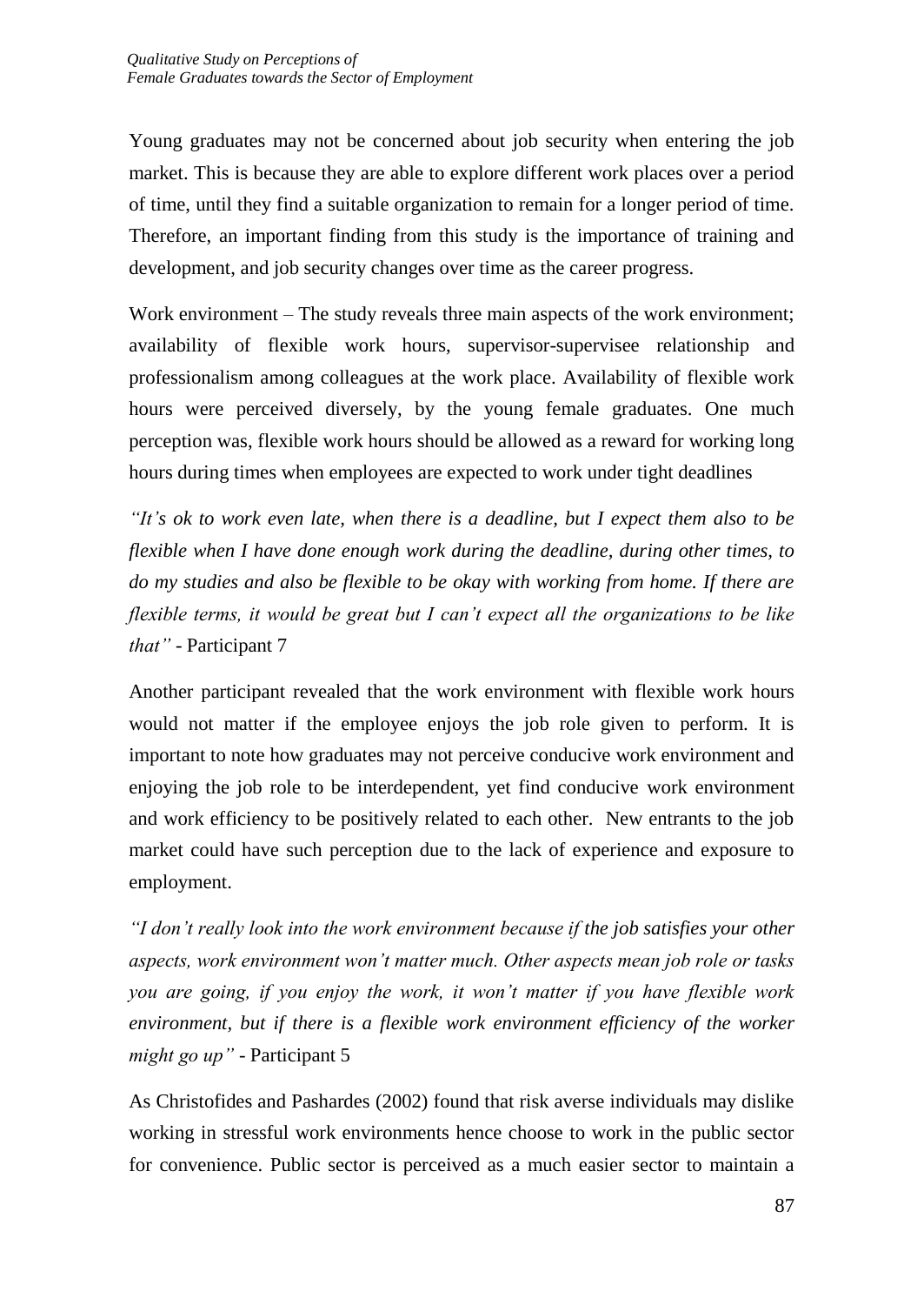Young graduates may not be concerned about job security when entering the job market. This is because they are able to explore different work places over a period of time, until they find a suitable organization to remain for a longer period of time. Therefore, an important finding from this study is the importance of training and development, and job security changes over time as the career progress.

Work environment – The study reveals three main aspects of the work environment; availability of flexible work hours, supervisor-supervisee relationship and professionalism among colleagues at the work place. Availability of flexible work hours were perceived diversely, by the young female graduates. One much perception was, flexible work hours should be allowed as a reward for working long hours during times when employees are expected to work under tight deadlines

*"It's ok to work even late, when there is a deadline, but I expect them also to be flexible when I have done enough work during the deadline, during other times, to do my studies and also be flexible to be okay with working from home. If there are flexible terms, it would be great but I can't expect all the organizations to be like that"* - Participant 7

Another participant revealed that the work environment with flexible work hours would not matter if the employee enjoys the job role given to perform. It is important to note how graduates may not perceive conducive work environment and enjoying the job role to be interdependent, yet find conducive work environment and work efficiency to be positively related to each other. New entrants to the job market could have such perception due to the lack of experience and exposure to employment.

*"I don't really look into the work environment because if the job satisfies your other aspects, work environment won't matter much. Other aspects mean job role or tasks you are going, if you enjoy the work, it won't matter if you have flexible work environment, but if there is a flexible work environment efficiency of the worker might go up"* - Participant 5

As Christofides and Pashardes (2002) found that risk averse individuals may dislike working in stressful work environments hence choose to work in the public sector for convenience. Public sector is perceived as a much easier sector to maintain a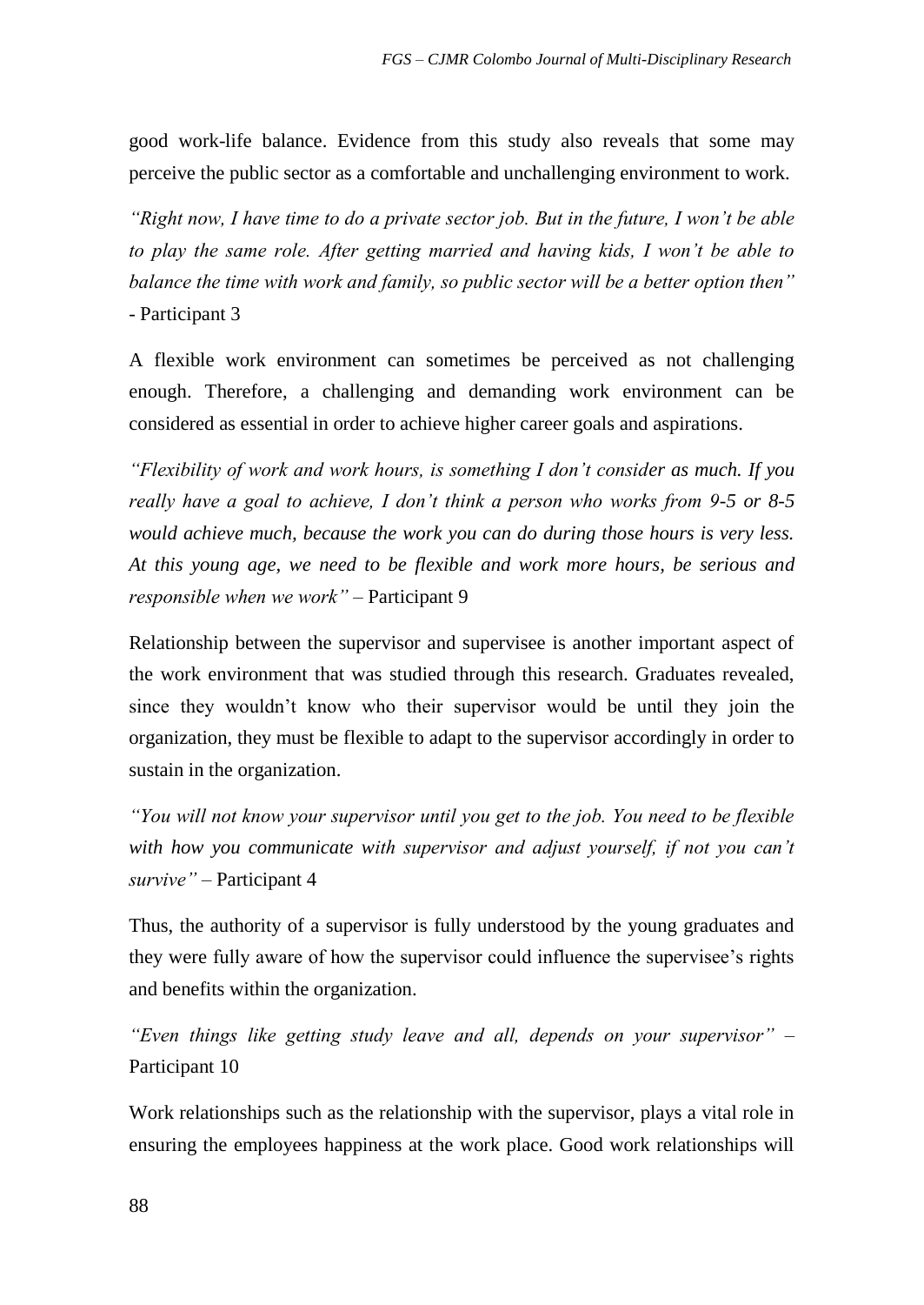good work-life balance. Evidence from this study also reveals that some may perceive the public sector as a comfortable and unchallenging environment to work.

*"Right now, I have time to do a private sector job. But in the future, I won't be able to play the same role. After getting married and having kids, I won't be able to balance the time with work and family, so public sector will be a better option then"* - Participant 3

A flexible work environment can sometimes be perceived as not challenging enough. Therefore, a challenging and demanding work environment can be considered as essential in order to achieve higher career goals and aspirations.

*"Flexibility of work and work hours, is something I don't consider as much. If you really have a goal to achieve, I don't think a person who works from 9-5 or 8-5 would achieve much, because the work you can do during those hours is very less. At this young age, we need to be flexible and work more hours, be serious and responsible when we work"* – Participant 9

Relationship between the supervisor and supervisee is another important aspect of the work environment that was studied through this research. Graduates revealed, since they wouldn't know who their supervisor would be until they join the organization, they must be flexible to adapt to the supervisor accordingly in order to sustain in the organization.

*"You will not know your supervisor until you get to the job. You need to be flexible with how you communicate with supervisor and adjust yourself, if not you can't survive"* – Participant 4

Thus, the authority of a supervisor is fully understood by the young graduates and they were fully aware of how the supervisor could influence the supervisee's rights and benefits within the organization.

*"Even things like getting study leave and all, depends on your supervisor"* – Participant 10

Work relationships such as the relationship with the supervisor, plays a vital role in ensuring the employees happiness at the work place. Good work relationships will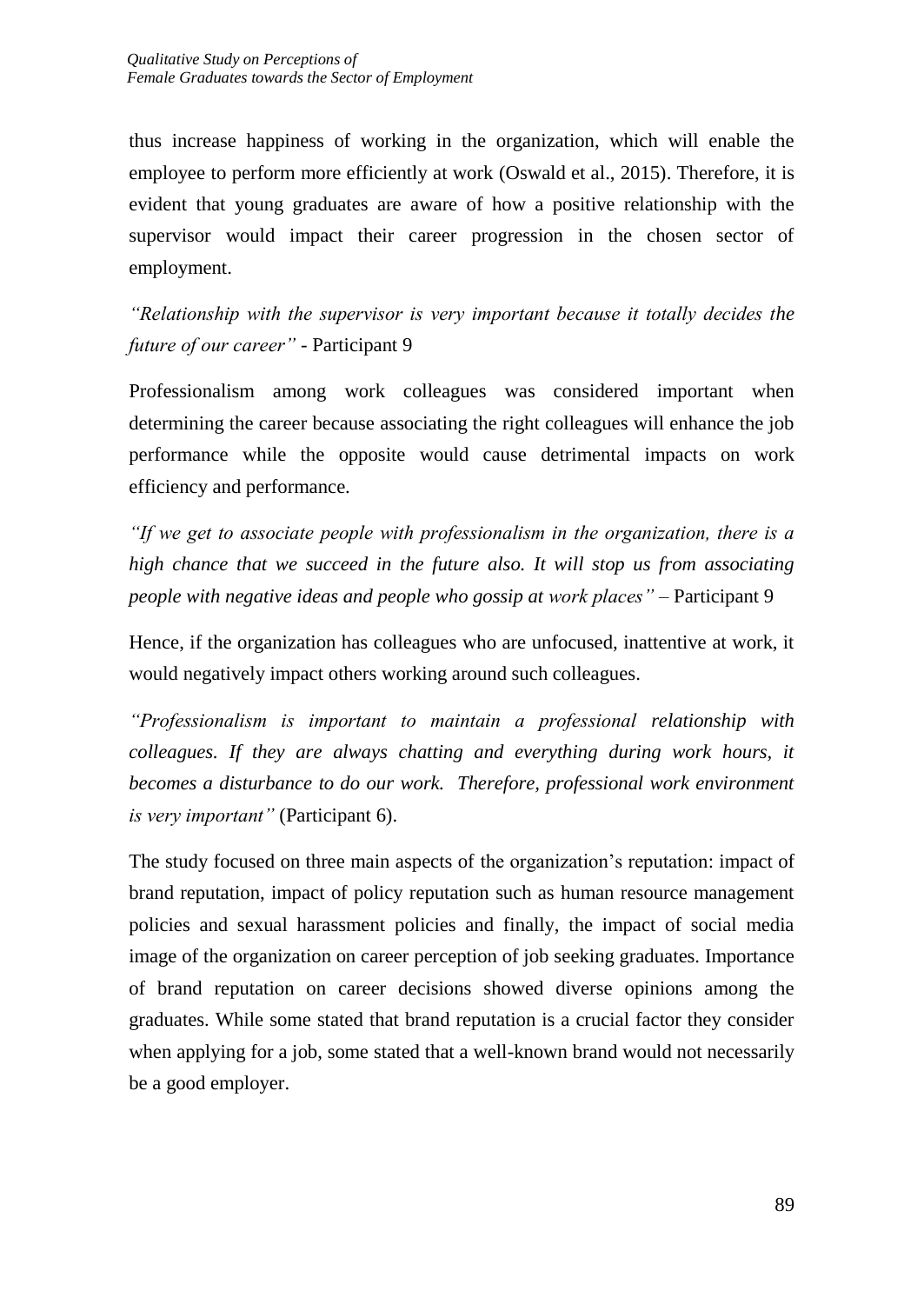thus increase happiness of working in the organization, which will enable the employee to perform more efficiently at work (Oswald et al., 2015). Therefore, it is evident that young graduates are aware of how a positive relationship with the supervisor would impact their career progression in the chosen sector of employment.

*"Relationship with the supervisor is very important because it totally decides the future of our career"* - Participant 9

Professionalism among work colleagues was considered important when determining the career because associating the right colleagues will enhance the job performance while the opposite would cause detrimental impacts on work efficiency and performance.

*"If we get to associate people with professionalism in the organization, there is a high chance that we succeed in the future also. It will stop us from associating people with negative ideas and people who gossip at work places"* – Participant 9

Hence, if the organization has colleagues who are unfocused, inattentive at work, it would negatively impact others working around such colleagues.

*"Professionalism is important to maintain a professional relationship with colleagues. If they are always chatting and everything during work hours, it becomes a disturbance to do our work. Therefore, professional work environment is very important"* (Participant 6).

The study focused on three main aspects of the organization's reputation: impact of brand reputation, impact of policy reputation such as human resource management policies and sexual harassment policies and finally, the impact of social media image of the organization on career perception of job seeking graduates. Importance of brand reputation on career decisions showed diverse opinions among the graduates. While some stated that brand reputation is a crucial factor they consider when applying for a job, some stated that a well-known brand would not necessarily be a good employer.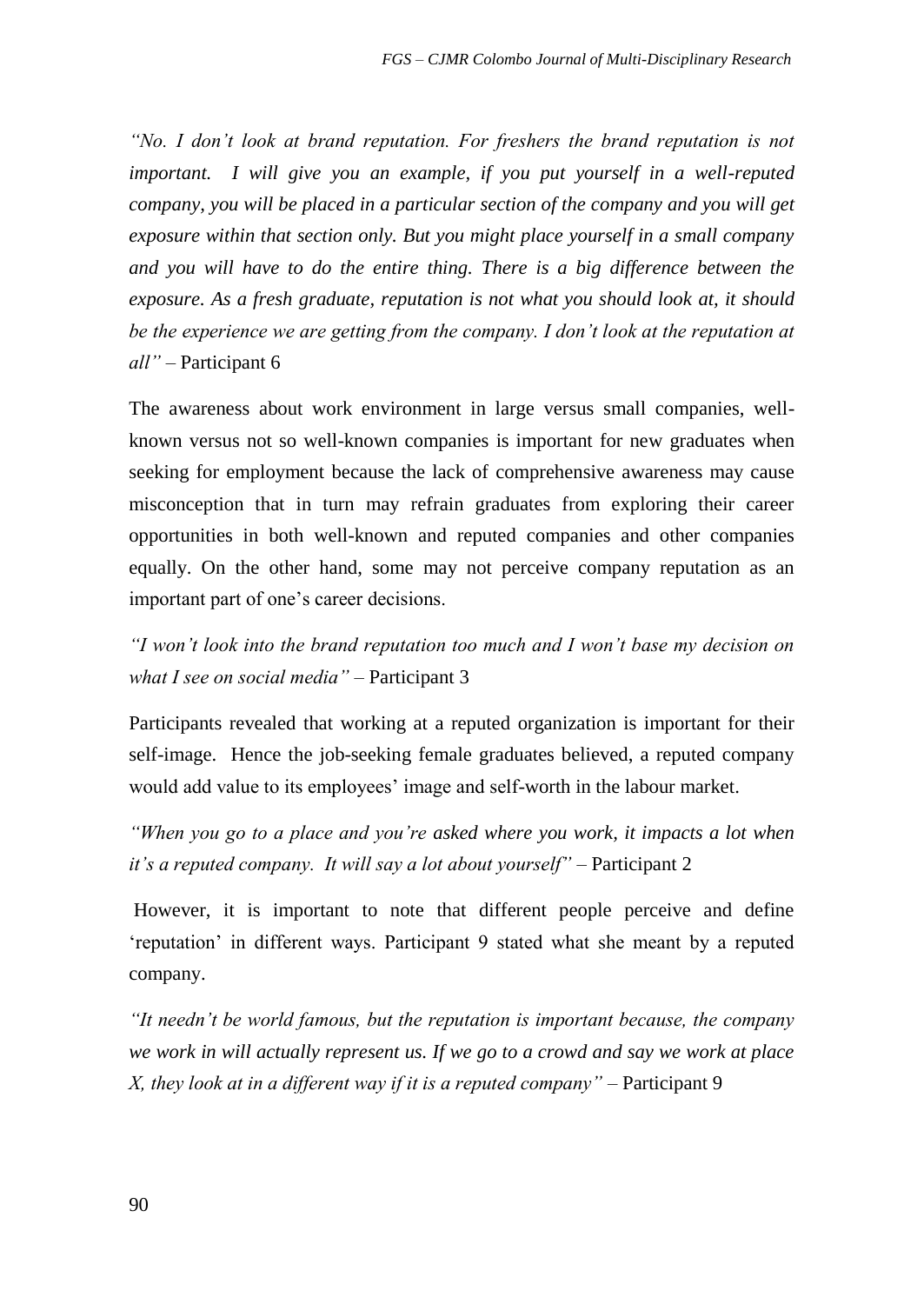*"No. I don't look at brand reputation. For freshers the brand reputation is not important. I will give you an example, if you put yourself in a well-reputed company, you will be placed in a particular section of the company and you will get exposure within that section only. But you might place yourself in a small company and you will have to do the entire thing. There is a big difference between the exposure. As a fresh graduate, reputation is not what you should look at, it should be the experience we are getting from the company. I don't look at the reputation at all"* – Participant 6

The awareness about work environment in large versus small companies, well-known versus not so well-known companies is important for new graduates when seeking for employment because the lack of comprehensive awareness may cause misconception that in turn may refrain graduates from exploring their career opportunities in both well-known and reputed companies and other companies equally. On the other hand, some may not perceive company reputation as an important part of one's career decisions.

*"I won't look into the brand reputation too much and I won't base my decision on what I see on social media"* – Participant 3

Participants revealed that working at a reputed organization is important for their self-image. Hence the job-seeking female graduates believed, a reputed company would add value to its employees' image and self-worth in the labour market.

*"When you go to a place and you're asked where you work, it impacts a lot when it's a reputed company. It will say a lot about yourself"* – Participant 2

However, it is important to note that different people perceive and define 'reputation' in different ways. Participant 9 stated what she meant by a reputed company.

*"It needn't be world famous, but the reputation is important because, the company we work in will actually represent us. If we go to a crowd and say we work at place X, they look at in a different way if it is a reputed company"* – Participant 9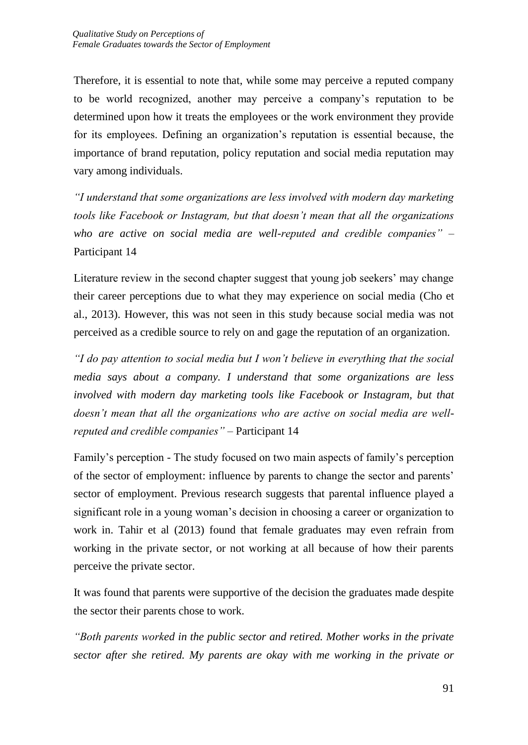Therefore, it is essential to note that, while some may perceive a reputed company to be world recognized, another may perceive a company's reputation to be determined upon how it treats the employees or the work environment they provide for its employees. Defining an organization's reputation is essential because, the importance of brand reputation, policy reputation and social media reputation may vary among individuals.

*"I understand that some organizations are less involved with modern day marketing tools like Facebook or Instagram, but that doesn't mean that all the organizations who are active on social media are well-reputed and credible companies"* – Participant 14

Literature review in the second chapter suggest that young job seekers' may change their career perceptions due to what they may experience on social media (Cho et al., 2013). However, this was not seen in this study because social media was not perceived as a credible source to rely on and gage the reputation of an organization.

*"I do pay attention to social media but I won't believe in everything that the social media says about a company. I understand that some organizations are less involved with modern day marketing tools like Facebook or Instagram, but that doesn't mean that all the organizations who are active on social media are well-reputed and credible companies"* – Participant 14

Family's perception - The study focused on two main aspects of family's perception of the sector of employment: influence by parents to change the sector and parents' sector of employment. Previous research suggests that parental influence played a significant role in a young woman's decision in choosing a career or organization to work in. Tahir et al (2013) found that female graduates may even refrain from working in the private sector, or not working at all because of how their parents perceive the private sector.

It was found that parents were supportive of the decision the graduates made despite the sector their parents chose to work.

*"Both parents worked in the public sector and retired. Mother works in the private sector after she retired. My parents are okay with me working in the private or*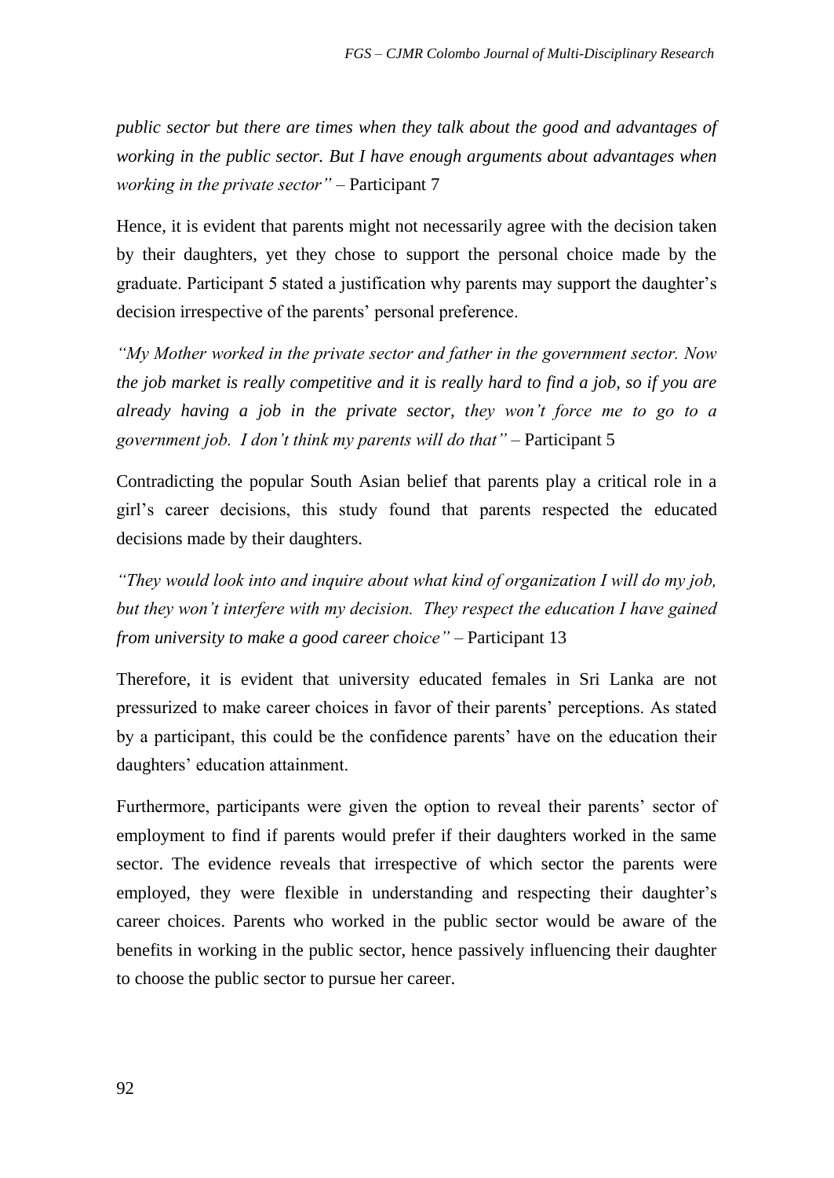*public sector but there are times when they talk about the good and advantages of working in the public sector. But I have enough arguments about advantages when working in the private sector"* – Participant 7

Hence, it is evident that parents might not necessarily agree with the decision taken by their daughters, yet they chose to support the personal choice made by the graduate. Participant 5 stated a justification why parents may support the daughter's decision irrespective of the parents' personal preference.

*"My Mother worked in the private sector and father in the government sector. Now the job market is really competitive and it is really hard to find a job, so if you are already having a job in the private sector, they won't force me to go to a government job. I don't think my parents will do that"* – Participant 5

Contradicting the popular South Asian belief that parents play a critical role in a girl's career decisions, this study found that parents respected the educated decisions made by their daughters.

*"They would look into and inquire about what kind of organization I will do my job, but they won't interfere with my decision. They respect the education I have gained from university to make a good career choice"* – Participant 13

Therefore, it is evident that university educated females in Sri Lanka are not pressurized to make career choices in favor of their parents' perceptions. As stated by a participant, this could be the confidence parents' have on the education their daughters' education attainment.

Furthermore, participants were given the option to reveal their parents' sector of employment to find if parents would prefer if their daughters worked in the same sector. The evidence reveals that irrespective of which sector the parents were employed, they were flexible in understanding and respecting their daughter's career choices. Parents who worked in the public sector would be aware of the benefits in working in the public sector, hence passively influencing their daughter to choose the public sector to pursue her career.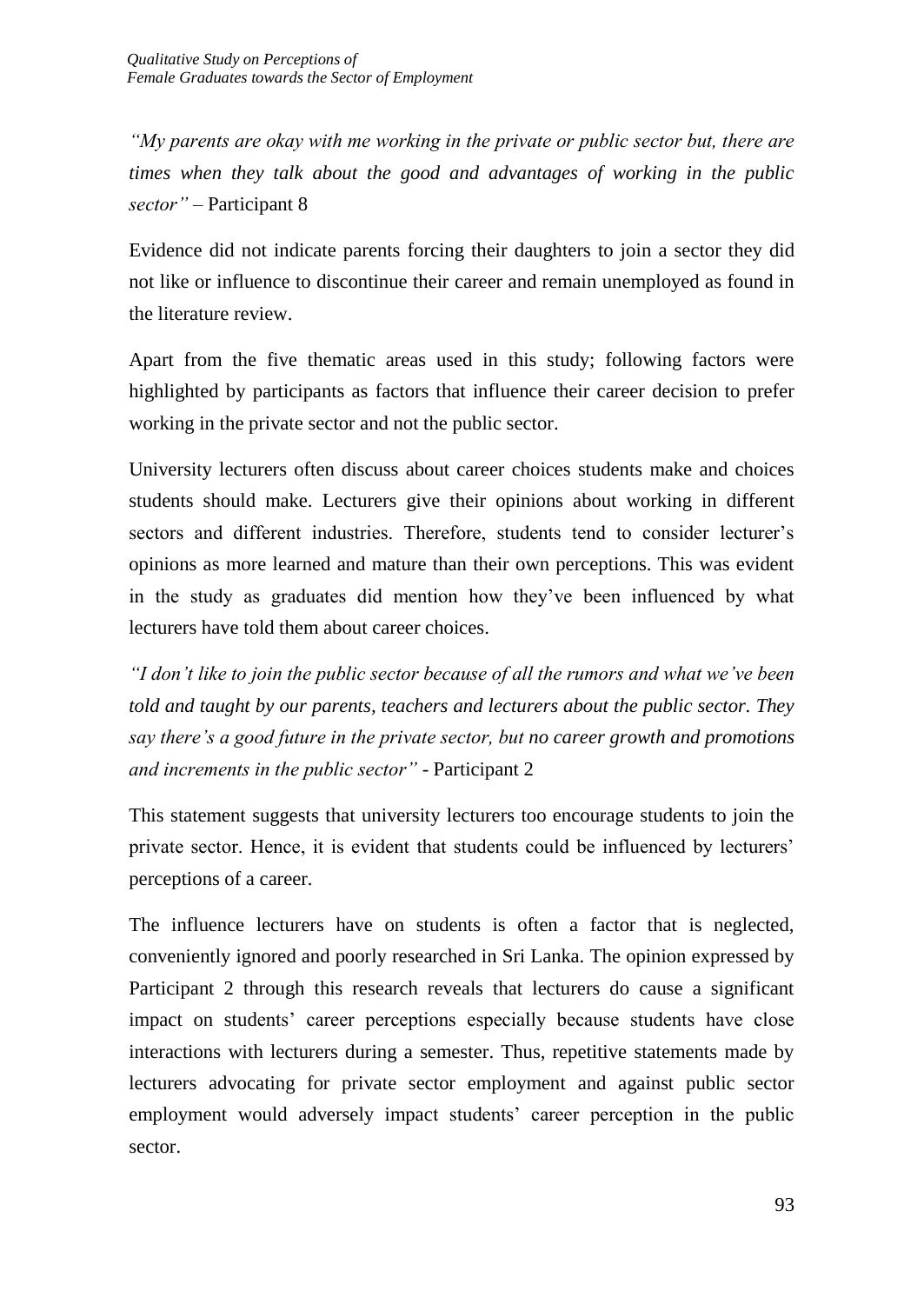*"My parents are okay with me working in the private or public sector but, there are times when they talk about the good and advantages of working in the public sector"* – Participant 8

Evidence did not indicate parents forcing their daughters to join a sector they did not like or influence to discontinue their career and remain unemployed as found in the literature review.

Apart from the five thematic areas used in this study; following factors were highlighted by participants as factors that influence their career decision to prefer working in the private sector and not the public sector.

University lecturers often discuss about career choices students make and choices students should make. Lecturers give their opinions about working in different sectors and different industries. Therefore, students tend to consider lecturer's opinions as more learned and mature than their own perceptions. This was evident in the study as graduates did mention how they've been influenced by what lecturers have told them about career choices.

*"I don't like to join the public sector because of all the rumors and what we've been told and taught by our parents, teachers and lecturers about the public sector. They say there's a good future in the private sector, but no career growth and promotions and increments in the public sector"* - Participant 2

This statement suggests that university lecturers too encourage students to join the private sector. Hence, it is evident that students could be influenced by lecturers' perceptions of a career.

The influence lecturers have on students is often a factor that is neglected, conveniently ignored and poorly researched in Sri Lanka. The opinion expressed by Participant 2 through this research reveals that lecturers do cause a significant impact on students' career perceptions especially because students have close interactions with lecturers during a semester. Thus, repetitive statements made by lecturers advocating for private sector employment and against public sector employment would adversely impact students' career perception in the public sector.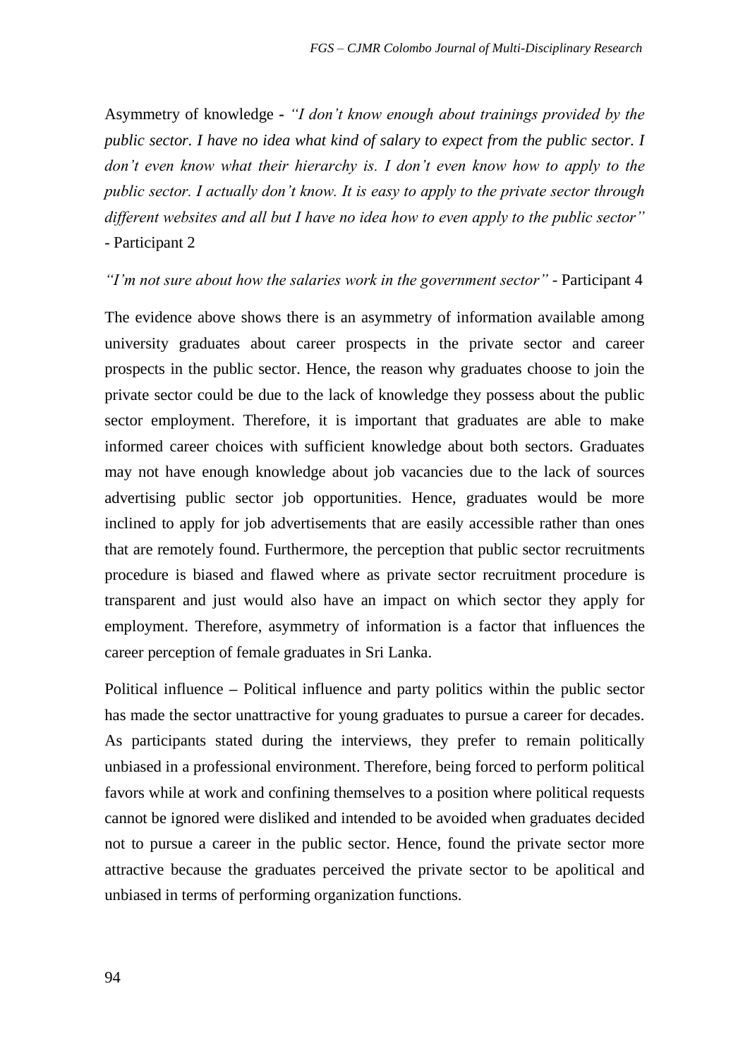Asymmetry of knowledge - *"I don't know enough about trainings provided by the public sector. I have no idea what kind of salary to expect from the public sector. I don't even know what their hierarchy is. I don't even know how to apply to the public sector. I actually don't know. It is easy to apply to the private sector through different websites and all but I have no idea how to even apply to the public sector"* - Participant 2

*"I'm not sure about how the salaries work in the government sector"* - Participant 4

The evidence above shows there is an asymmetry of information available among university graduates about career prospects in the private sector and career prospects in the public sector. Hence, the reason why graduates choose to join the private sector could be due to the lack of knowledge they possess about the public sector employment. Therefore, it is important that graduates are able to make informed career choices with sufficient knowledge about both sectors. Graduates may not have enough knowledge about job vacancies due to the lack of sources advertising public sector job opportunities. Hence, graduates would be more inclined to apply for job advertisements that are easily accessible rather than ones that are remotely found. Furthermore, the perception that public sector recruitments procedure is biased and flawed where as private sector recruitment procedure is transparent and just would also have an impact on which sector they apply for employment. Therefore, asymmetry of information is a factor that influences the career perception of female graduates in Sri Lanka.

Political influence – Political influence and party politics within the public sector has made the sector unattractive for young graduates to pursue a career for decades. As participants stated during the interviews, they prefer to remain politically unbiased in a professional environment. Therefore, being forced to perform political favors while at work and confining themselves to a position where political requests cannot be ignored were disliked and intended to be avoided when graduates decided not to pursue a career in the public sector. Hence, found the private sector more attractive because the graduates perceived the private sector to be apolitical and unbiased in terms of performing organization functions.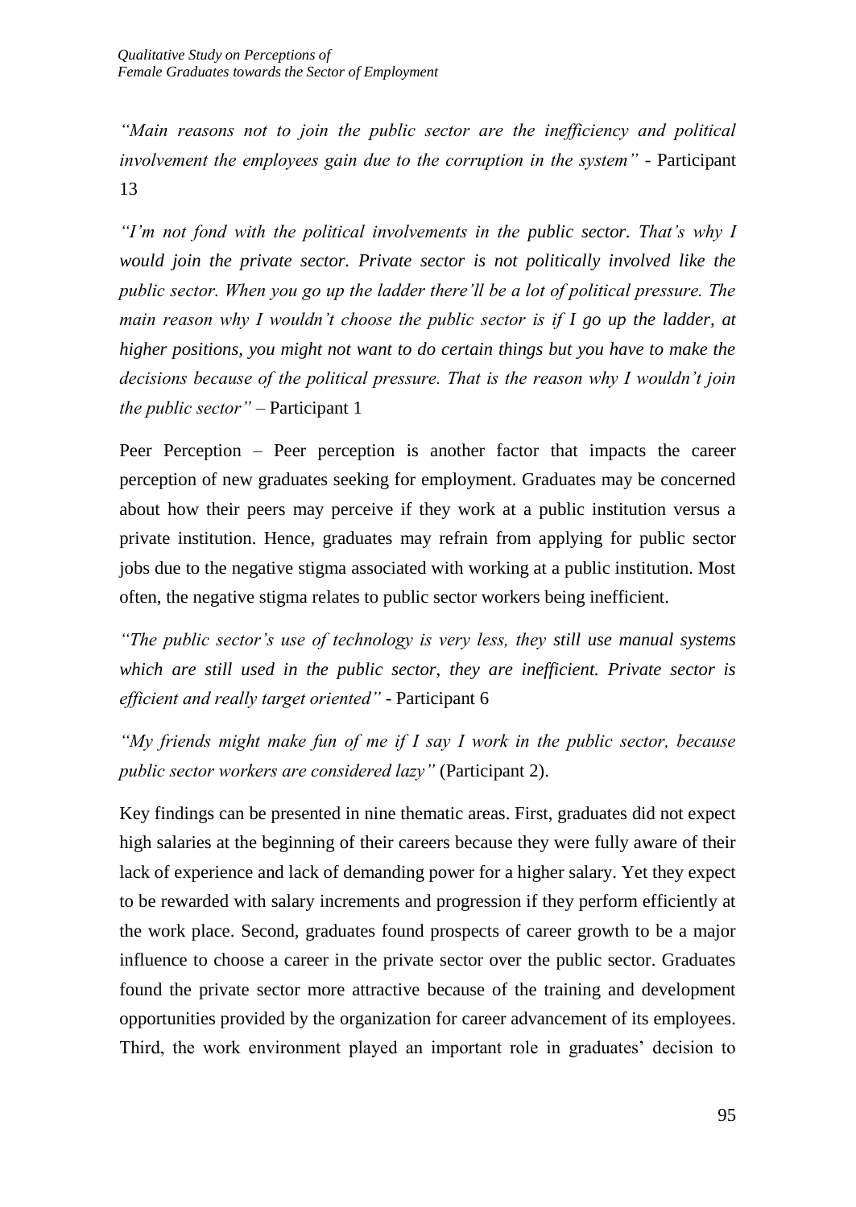*"Main reasons not to join the public sector are the inefficiency and political involvement the employees gain due to the corruption in the system"* - Participant 13

*"I'm not fond with the political involvements in the public sector. That's why I would join the private sector. Private sector is not politically involved like the public sector. When you go up the ladder there'll be a lot of political pressure. The main reason why I wouldn't choose the public sector is if I go up the ladder, at higher positions, you might not want to do certain things but you have to make the decisions because of the political pressure. That is the reason why I wouldn't join the public sector"* – Participant 1

Peer Perception – Peer perception is another factor that impacts the career perception of new graduates seeking for employment. Graduates may be concerned about how their peers may perceive if they work at a public institution versus a private institution. Hence, graduates may refrain from applying for public sector jobs due to the negative stigma associated with working at a public institution. Most often, the negative stigma relates to public sector workers being inefficient.

*"The public sector's use of technology is very less, they still use manual systems which are still used in the public sector, they are inefficient. Private sector is efficient and really target oriented"* - Participant 6

*"My friends might make fun of me if I say I work in the public sector, because public sector workers are considered lazy"* (Participant 2).

Key findings can be presented in nine thematic areas. First, graduates did not expect high salaries at the beginning of their careers because they were fully aware of their lack of experience and lack of demanding power for a higher salary. Yet they expect to be rewarded with salary increments and progression if they perform efficiently at the work place. Second, graduates found prospects of career growth to be a major influence to choose a career in the private sector over the public sector. Graduates found the private sector more attractive because of the training and development opportunities provided by the organization for career advancement of its employees. Third, the work environment played an important role in graduates' decision to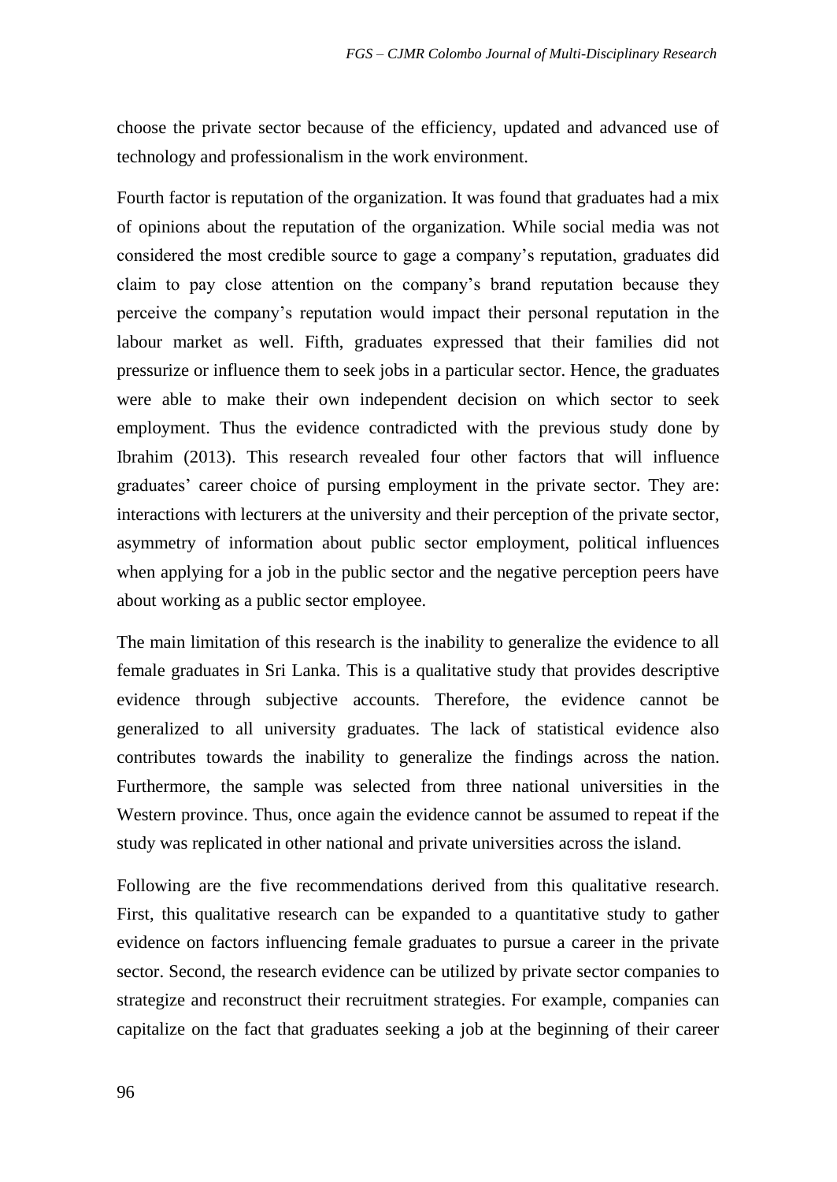choose the private sector because of the efficiency, updated and advanced use of technology and professionalism in the work environment.

Fourth factor is reputation of the organization. It was found that graduates had a mix of opinions about the reputation of the organization. While social media was not considered the most credible source to gage a company's reputation, graduates did claim to pay close attention on the company's brand reputation because they perceive the company's reputation would impact their personal reputation in the labour market as well. Fifth, graduates expressed that their families did not pressurize or influence them to seek jobs in a particular sector. Hence, the graduates were able to make their own independent decision on which sector to seek employment. Thus the evidence contradicted with the previous study done by Ibrahim (2013). This research revealed four other factors that will influence graduates' career choice of pursing employment in the private sector. They are: interactions with lecturers at the university and their perception of the private sector, asymmetry of information about public sector employment, political influences when applying for a job in the public sector and the negative perception peers have about working as a public sector employee.

The main limitation of this research is the inability to generalize the evidence to all female graduates in Sri Lanka. This is a qualitative study that provides descriptive evidence through subjective accounts. Therefore, the evidence cannot be generalized to all university graduates. The lack of statistical evidence also contributes towards the inability to generalize the findings across the nation. Furthermore, the sample was selected from three national universities in the Western province. Thus, once again the evidence cannot be assumed to repeat if the study was replicated in other national and private universities across the island.

Following are the five recommendations derived from this qualitative research. First, this qualitative research can be expanded to a quantitative study to gather evidence on factors influencing female graduates to pursue a career in the private sector. Second, the research evidence can be utilized by private sector companies to strategize and reconstruct their recruitment strategies. For example, companies can capitalize on the fact that graduates seeking a job at the beginning of their career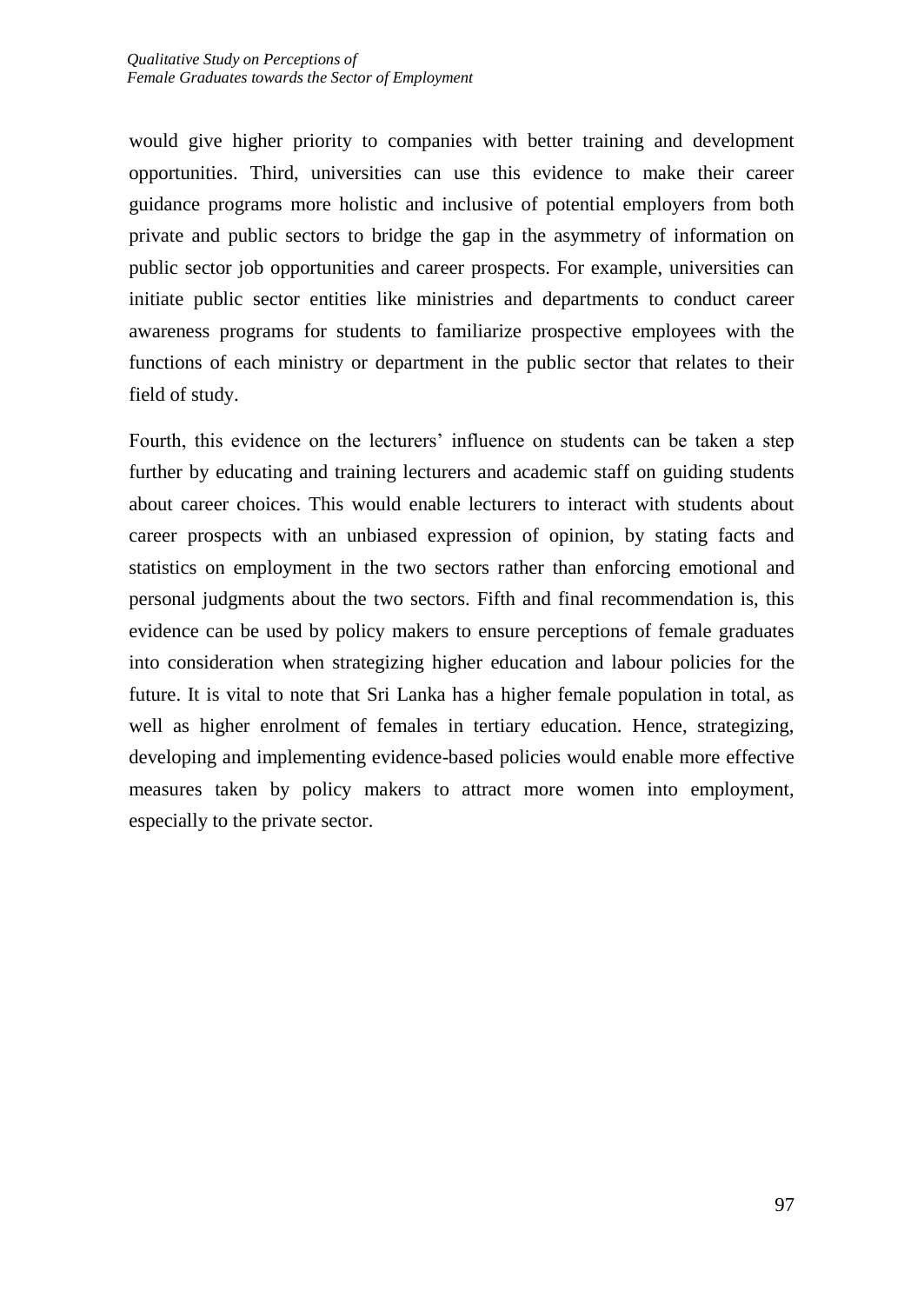would give higher priority to companies with better training and development opportunities. Third, universities can use this evidence to make their career guidance programs more holistic and inclusive of potential employers from both private and public sectors to bridge the gap in the asymmetry of information on public sector job opportunities and career prospects. For example, universities can initiate public sector entities like ministries and departments to conduct career awareness programs for students to familiarize prospective employees with the functions of each ministry or department in the public sector that relates to their field of study.

Fourth, this evidence on the lecturers' influence on students can be taken a step further by educating and training lecturers and academic staff on guiding students about career choices. This would enable lecturers to interact with students about career prospects with an unbiased expression of opinion, by stating facts and statistics on employment in the two sectors rather than enforcing emotional and personal judgments about the two sectors. Fifth and final recommendation is, this evidence can be used by policy makers to ensure perceptions of female graduates into consideration when strategizing higher education and labour policies for the future. It is vital to note that Sri Lanka has a higher female population in total, as well as higher enrolment of females in tertiary education. Hence, strategizing, developing and implementing evidence-based policies would enable more effective measures taken by policy makers to attract more women into employment, especially to the private sector.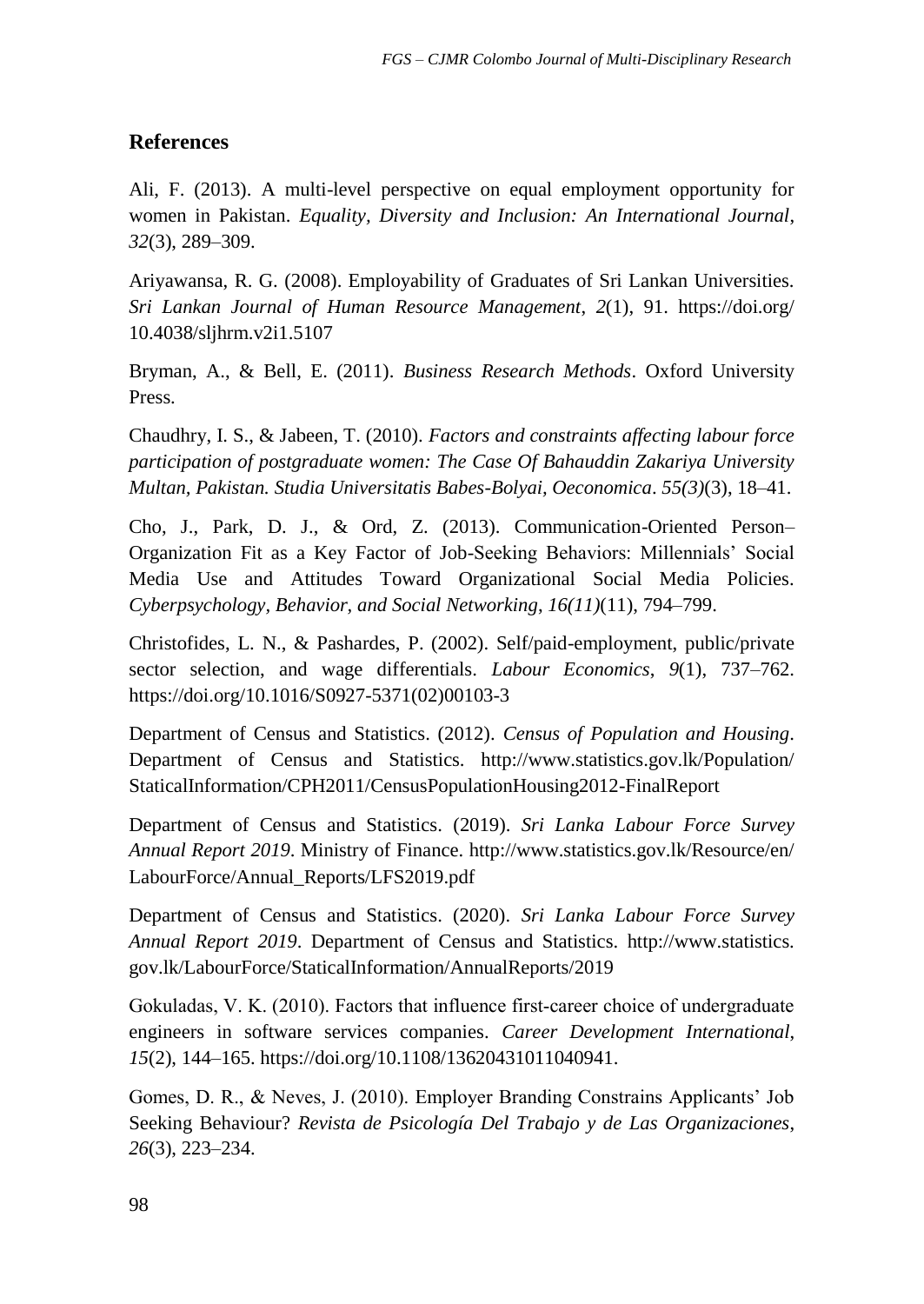## References

Ali, F. (2013). A multi-level perspective on equal employment opportunity for women in Pakistan. *Equality, Diversity and Inclusion: An International Journal*, *32*(3), 289–309.

Ariyawansa, R. G. (2008). Employability of Graduates of Sri Lankan Universities. *Sri Lankan Journal of Human Resource Management*, *2*(1), 91. https://doi.org/10.4038/sljhrm.v2i1.5107

Bryman, A., & Bell, E. (2011). *Business Research Methods*. Oxford University Press.

Chaudhry, I. S., & Jabeen, T. (2010). *Factors and constraints affecting labour force participation of postgraduate women: The Case Of Bahauddin Zakariya University Multan, Pakistan. Studia Universitatis Babes-Bolyai, Oeconomica*. *55(3)*(3), 18–41.

Cho, J., Park, D. J., & Ord, Z. (2013). Communication-Oriented Person–Organization Fit as a Key Factor of Job-Seeking Behaviors: Millennials' Social Media Use and Attitudes Toward Organizational Social Media Policies. *Cyberpsychology, Behavior, and Social Networking*, *16(11)*(11), 794–799.

Christofides, L. N., & Pashardes, P. (2002). Self/paid-employment, public/private sector selection, and wage differentials. *Labour Economics*, *9*(1), 737–762. https://doi.org/10.1016/S0927-5371(02)00103-3

Department of Census and Statistics. (2012). *Census of Population and Housing*. Department of Census and Statistics. http://www.statistics.gov.lk/Population/StaticalInformation/CPH2011/CensusPopulationHousing2012-FinalReport

Department of Census and Statistics. (2019). *Sri Lanka Labour Force Survey Annual Report 2019*. Ministry of Finance. http://www.statistics.gov.lk/Resource/en/LabourForce/Annual_Reports/LFS2019.pdf

Department of Census and Statistics. (2020). *Sri Lanka Labour Force Survey Annual Report 2019*. Department of Census and Statistics. http://www.statistics.gov.lk/LabourForce/StaticalInformation/AnnualReports/2019

Gokuladas, V. K. (2010). Factors that influence first-career choice of undergraduate engineers in software services companies. *Career Development International*, *15*(2), 144–165. https://doi.org/10.1108/13620431011040941.

Gomes, D. R., & Neves, J. (2010). Employer Branding Constrains Applicants' Job Seeking Behaviour? *Revista de Psicología Del Trabajo y de Las Organizaciones*, *26*(3), 223–234.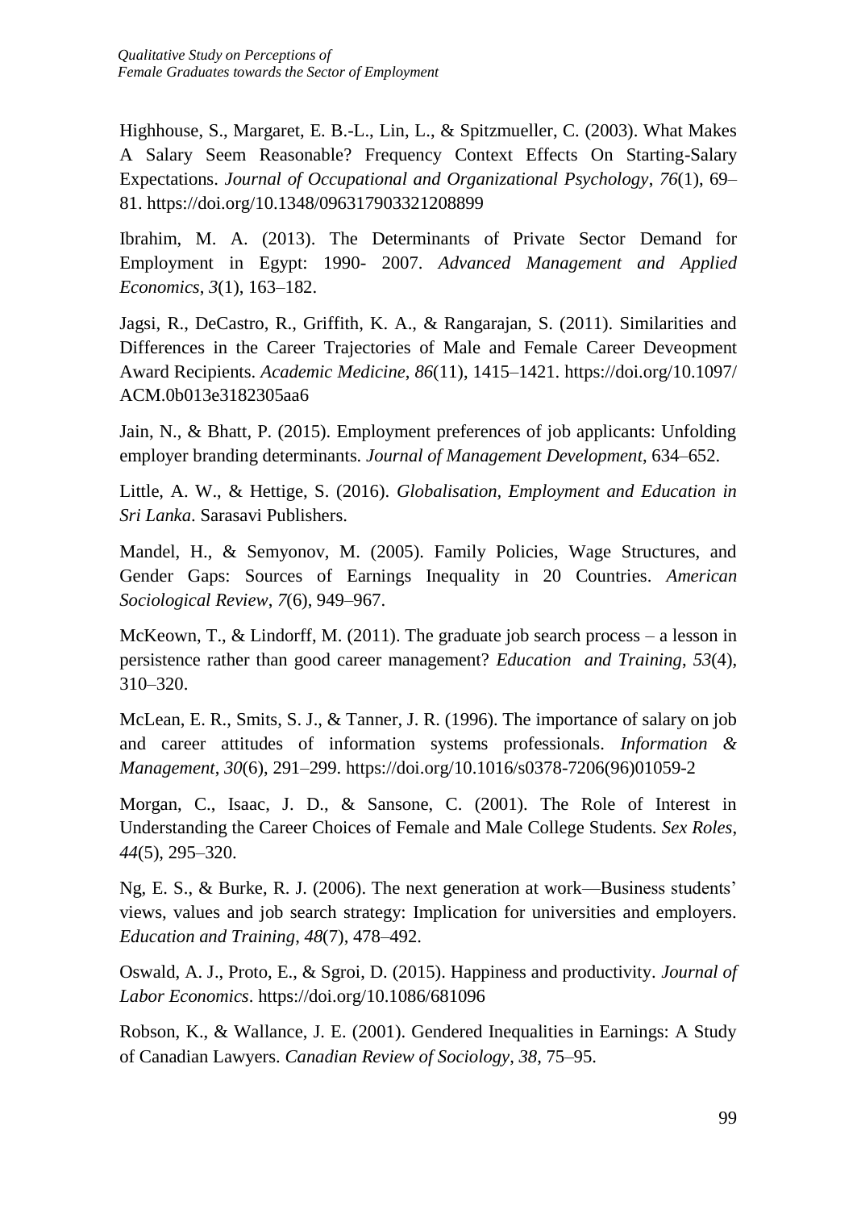Highhouse, S., Margaret, E. B.-L., Lin, L., & Spitzmueller, C. (2003). What Makes A Salary Seem Reasonable? Frequency Context Effects On Starting-Salary Expectations. *Journal of Occupational and Organizational Psychology*, *76*(1), 69–81. https://doi.org/10.1348/096317903321208899

Ibrahim, M. A. (2013). The Determinants of Private Sector Demand for Employment in Egypt: 1990- 2007. *Advanced Management and Applied Economics*, *3*(1), 163–182.

Jagsi, R., DeCastro, R., Griffith, K. A., & Rangarajan, S. (2011). Similarities and Differences in the Career Trajectories of Male and Female Career Deveopment Award Recipients. *Academic Medicine*, *86*(11), 1415–1421. https://doi.org/10.1097/ACM.0b013e3182305aa6

Jain, N., & Bhatt, P. (2015). Employment preferences of job applicants: Unfolding employer branding determinants. *Journal of Management Development*, 634–652.

Little, A. W., & Hettige, S. (2016). *Globalisation, Employment and Education in Sri Lanka*. Sarasavi Publishers.

Mandel, H., & Semyonov, M. (2005). Family Policies, Wage Structures, and Gender Gaps: Sources of Earnings Inequality in 20 Countries. *American Sociological Review*, *7*(6), 949–967.

McKeown, T., & Lindorff, M. (2011). The graduate job search process – a lesson in persistence rather than good career management? *Education and Training*, *53*(4), 310–320.

McLean, E. R., Smits, S. J., & Tanner, J. R. (1996). The importance of salary on job and career attitudes of information systems professionals. *Information & Management*, *30*(6), 291–299. https://doi.org/10.1016/s0378-7206(96)01059-2

Morgan, C., Isaac, J. D., & Sansone, C. (2001). The Role of Interest in Understanding the Career Choices of Female and Male College Students. *Sex Roles*, *44*(5), 295–320.

Ng, E. S., & Burke, R. J. (2006). The next generation at work—Business students' views, values and job search strategy: Implication for universities and employers. *Education and Training*, *48*(7), 478–492.

Oswald, A. J., Proto, E., & Sgroi, D. (2015). Happiness and productivity. *Journal of Labor Economics*. https://doi.org/10.1086/681096

Robson, K., & Wallance, J. E. (2001). Gendered Inequalities in Earnings: A Study of Canadian Lawyers. *Canadian Review of Sociology*, *38*, 75–95.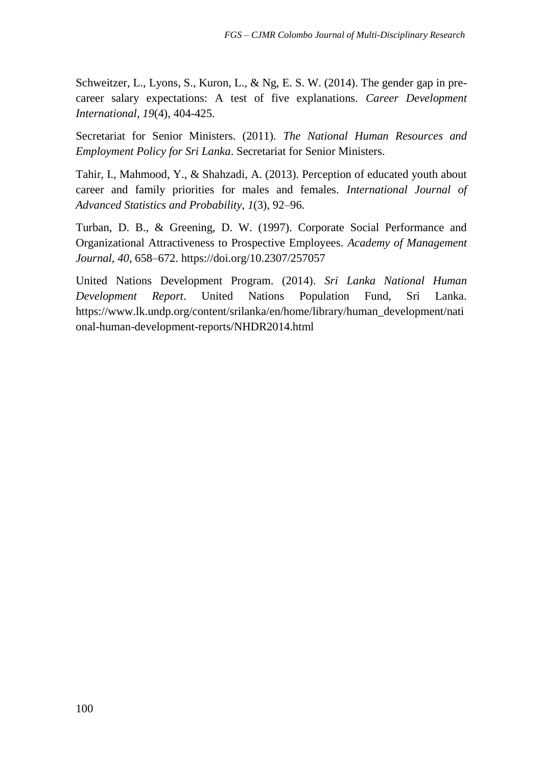Schweitzer, L., Lyons, S., Kuron, L., & Ng, E. S. W. (2014). The gender gap in pre-career salary expectations: A test of five explanations. *Career Development International*, *19*(4), 404-425.

Secretariat for Senior Ministers. (2011). *The National Human Resources and Employment Policy for Sri Lanka*. Secretariat for Senior Ministers.

Tahir, I., Mahmood, Y., & Shahzadi, A. (2013). Perception of educated youth about career and family priorities for males and females. *International Journal of Advanced Statistics and Probability*, *1*(3), 92–96.

Turban, D. B., & Greening, D. W. (1997). Corporate Social Performance and Organizational Attractiveness to Prospective Employees. *Academy of Management Journal*, *40*, 658–672. https://doi.org/10.2307/257057

United Nations Development Program. (2014). *Sri Lanka National Human Development Report*. United Nations Population Fund, Sri Lanka. https://www.lk.undp.org/content/srilanka/en/home/library/human_development/national-human-development-reports/NHDR2014.html